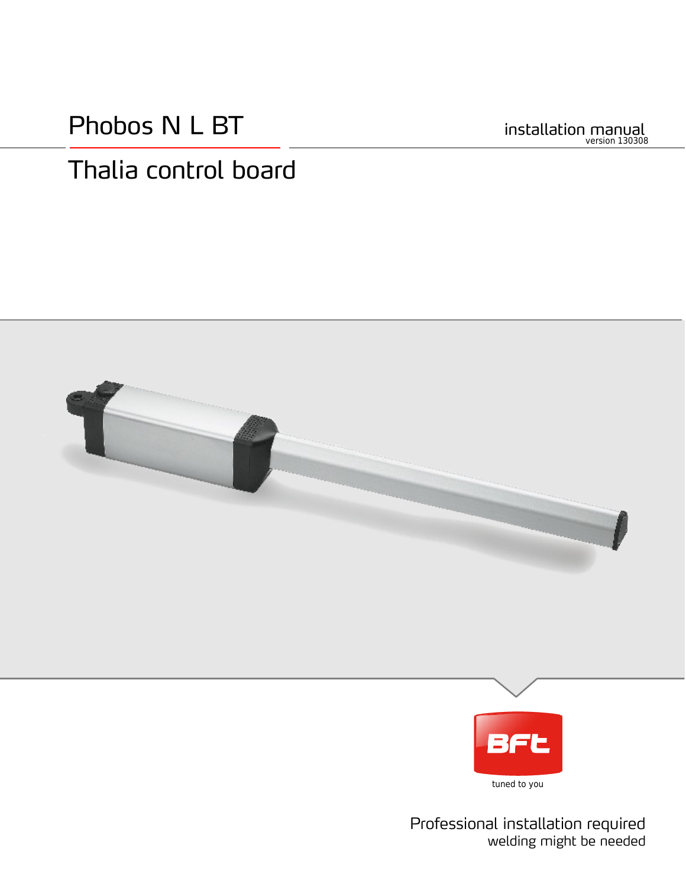# Phobos N L BT

installation manual
version 130308

## Thalia control board

tuned to you

Professional installation required
welding might be needed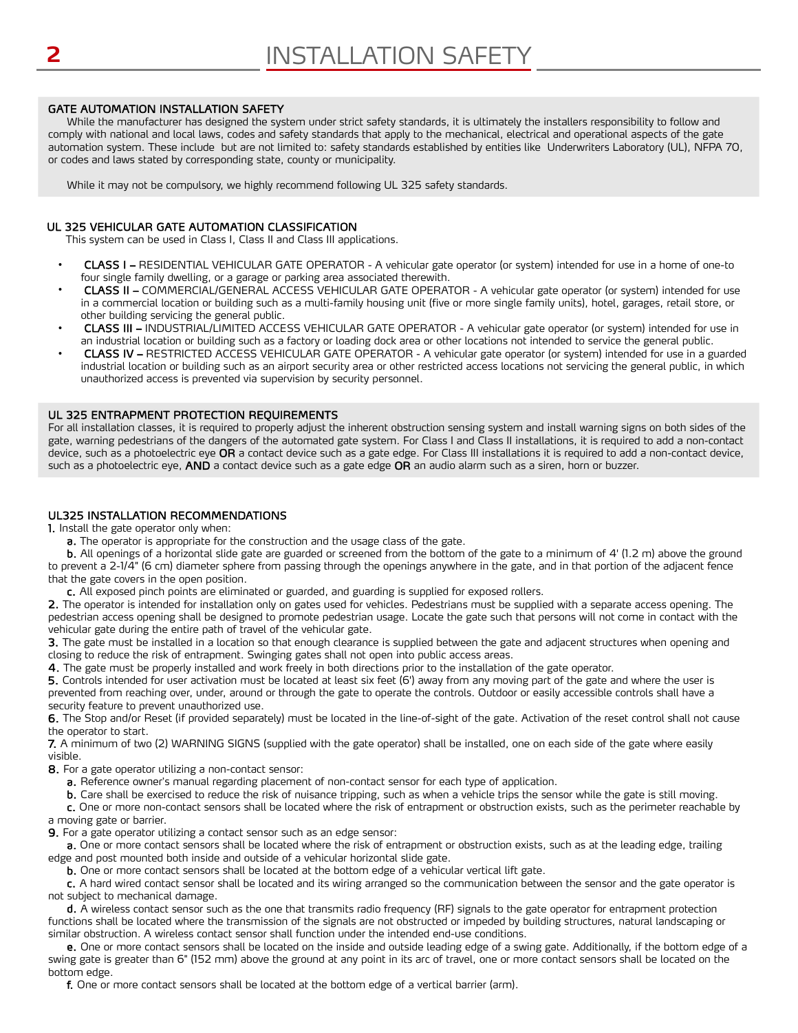# INSTALLATION SAFETY

## GATE AUTOMATION INSTALLATION SAFETY

While the manufacturer has designed the system under strict safety standards, it is ultimately the installers responsibility to follow and comply with national and local laws, codes and safety standards that apply to the mechanical, electrical and operational aspects of the gate automation system. These include but are not limited to: safety standards established by entities like Underwriters Laboratory (UL), NFPA 70, or codes and laws stated by corresponding state, county or municipality.

While it may not be compulsory, we highly recommend following UL 325 safety standards.

## UL 325 VEHICULAR GATE AUTOMATION CLASSIFICATION

This system can be used in Class I, Class II and Class III applications.

- **CLASS I –** RESIDENTIAL VEHICULAR GATE OPERATOR - A vehicular gate operator (or system) intended for use in a home of one-to four single family dwelling, or a garage or parking area associated therewith.
- **CLASS II –** COMMERCIAL/GENERAL ACCESS VEHICULAR GATE OPERATOR - A vehicular gate operator (or system) intended for use in a commercial location or building such as a multi-family housing unit (five or more single family units), hotel, garages, retail store, or other building servicing the general public.
- **CLASS III –** INDUSTRIAL/LIMITED ACCESS VEHICULAR GATE OPERATOR - A vehicular gate operator (or system) intended for use in an industrial location or building such as a factory or loading dock area or other locations not intended to service the general public.
- **CLASS IV –** RESTRICTED ACCESS VEHICULAR GATE OPERATOR - A vehicular gate operator (or system) intended for use in a guarded industrial location or building such as an airport security area or other restricted access locations not servicing the general public, in which unauthorized access is prevented via supervision by security personnel.

## UL 325 ENTRAPMENT PROTECTION REQUIREMENTS

For all installation classes, it is required to properly adjust the inherent obstruction sensing system and install warning signs on both sides of the gate, warning pedestrians of the dangers of the automated gate system. For Class I and Class II installations, it is required to add a non-contact device, such as a photoelectric eye **OR** a contact device such as a gate edge. For Class III installations it is required to add a non-contact device, such as a photoelectric eye, **AND** a contact device such as a gate edge **OR** an audio alarm such as a siren, horn or buzzer.

## UL325 INSTALLATION RECOMMENDATIONS

**1.** Install the gate operator only when:

**a.** The operator is appropriate for the construction and the usage class of the gate.

**b.** All openings of a horizontal slide gate are guarded or screened from the bottom of the gate to a minimum of 4' (1.2 m) above the ground to prevent a 2-1/4" (6 cm) diameter sphere from passing through the openings anywhere in the gate, and in that portion of the adjacent fence that the gate covers in the open position.

**c.** All exposed pinch points are eliminated or guarded, and guarding is supplied for exposed rollers.

**2.** The operator is intended for installation only on gates used for vehicles. Pedestrians must be supplied with a separate access opening. The pedestrian access opening shall be designed to promote pedestrian usage. Locate the gate such that persons will not come in contact with the vehicular gate during the entire path of travel of the vehicular gate.

**3.** The gate must be installed in a location so that enough clearance is supplied between the gate and adjacent structures when opening and closing to reduce the risk of entrapment. Swinging gates shall not open into public access areas.

**4.** The gate must be properly installed and work freely in both directions prior to the installation of the gate operator.

**5.** Controls intended for user activation must be located at least six feet (6') away from any moving part of the gate and where the user is prevented from reaching over, under, around or through the gate to operate the controls. Outdoor or easily accessible controls shall have a security feature to prevent unauthorized use.

**6.** The Stop and/or Reset (if provided separately) must be located in the line-of-sight of the gate. Activation of the reset control shall not cause the operator to start.

**7.** A minimum of two (2) WARNING SIGNS (supplied with the gate operator) shall be installed, one on each side of the gate where easily visible.

**8.** For a gate operator utilizing a non-contact sensor:

**a.** Reference owner's manual regarding placement of non-contact sensor for each type of application.

**b.** Care shall be exercised to reduce the risk of nuisance tripping, such as when a vehicle trips the sensor while the gate is still moving.

**c.** One or more non-contact sensors shall be located where the risk of entrapment or obstruction exists, such as the perimeter reachable by a moving gate or barrier.

**9.** For a gate operator utilizing a contact sensor such as an edge sensor:

**a.** One or more contact sensors shall be located where the risk of entrapment or obstruction exists, such as at the leading edge, trailing edge and post mounted both inside and outside of a vehicular horizontal slide gate.

**b.** One or more contact sensors shall be located at the bottom edge of a vehicular vertical lift gate.

**c.** A hard wired contact sensor shall be located and its wiring arranged so the communication between the sensor and the gate operator is not subject to mechanical damage.

**d.** A wireless contact sensor such as the one that transmits radio frequency (RF) signals to the gate operator for entrapment protection functions shall be located where the transmission of the signals are not obstructed or impeded by building structures, natural landscaping or similar obstruction. A wireless contact sensor shall function under the intended end-use conditions.

**e.** One or more contact sensors shall be located on the inside and outside leading edge of a swing gate. Additionally, if the bottom edge of a swing gate is greater than 6" (152 mm) above the ground at any point in its arc of travel, one or more contact sensors shall be located on the bottom edge.

**f.** One or more contact sensors shall be located at the bottom edge of a vertical barrier (arm).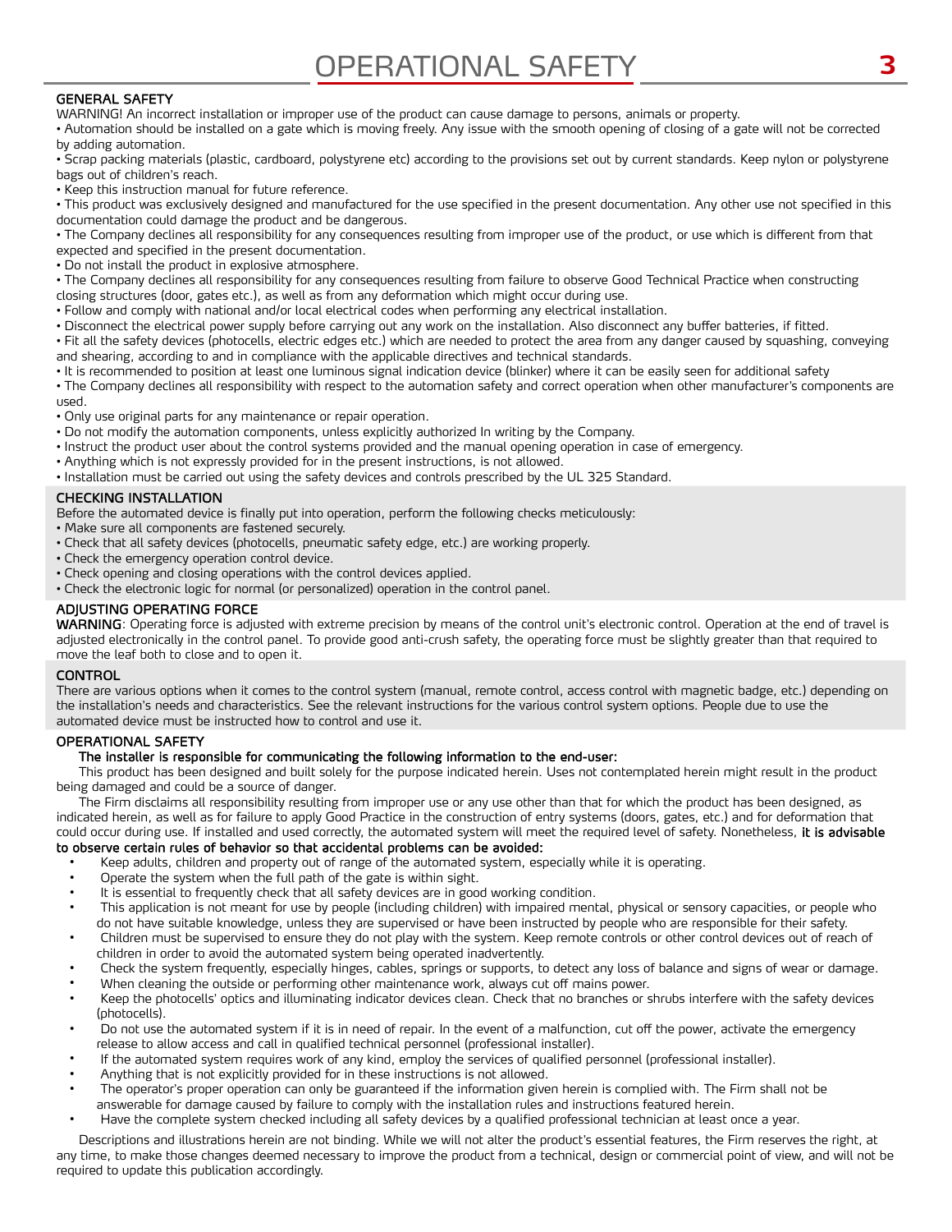# OPERATIONAL SAFETY

## GENERAL SAFETY

WARNING! An incorrect installation or improper use of the product can cause damage to persons, animals or property.

- Automation should be installed on a gate which is moving freely. Any issue with the smooth opening of closing of a gate will not be corrected by adding automation.
- Scrap packing materials (plastic, cardboard, polystyrene etc) according to the provisions set out by current standards. Keep nylon or polystyrene bags out of children's reach.
- Keep this instruction manual for future reference.
- This product was exclusively designed and manufactured for the use specified in the present documentation. Any other use not specified in this documentation could damage the product and be dangerous.
- The Company declines all responsibility for any consequences resulting from improper use of the product, or use which is different from that expected and specified in the present documentation.
- Do not install the product in explosive atmosphere.
- The Company declines all responsibility for any consequences resulting from failure to observe Good Technical Practice when constructing closing structures (door, gates etc.), as well as from any deformation which might occur during use.
- Follow and comply with national and/or local electrical codes when performing any electrical installation.
- Disconnect the electrical power supply before carrying out any work on the installation. Also disconnect any buffer batteries, if fitted.
- Fit all the safety devices (photocells, electric edges etc.) which are needed to protect the area from any danger caused by squashing, conveying and shearing, according to and in compliance with the applicable directives and technical standards.
- It is recommended to position at least one luminous signal indication device (blinker) where it can be easily seen for additional safety
- The Company declines all responsibility with respect to the automation safety and correct operation when other manufacturer's components are used.
- Only use original parts for any maintenance or repair operation.
- Do not modify the automation components, unless explicitly authorized In writing by the Company.
- Instruct the product user about the control systems provided and the manual opening operation in case of emergency.
- Anything which is not expressly provided for in the present instructions, is not allowed.
- Installation must be carried out using the safety devices and controls prescribed by the UL 325 Standard.

## CHECKING INSTALLATION

Before the automated device is finally put into operation, perform the following checks meticulously:

- Make sure all components are fastened securely.
- Check that all safety devices (photocells, pneumatic safety edge, etc.) are working properly.
- Check the emergency operation control device.
- Check opening and closing operations with the control devices applied.
- Check the electronic logic for normal (or personalized) operation in the control panel.

## ADJUSTING OPERATING FORCE

**WARNING**: Operating force is adjusted with extreme precision by means of the control unit's electronic control. Operation at the end of travel is adjusted electronically in the control panel. To provide good anti-crush safety, the operating force must be slightly greater than that required to move the leaf both to close and to open it.

## CONTROL

There are various options when it comes to the control system (manual, remote control, access control with magnetic badge, etc.) depending on the installation's needs and characteristics. See the relevant instructions for the various control system options. People due to use the automated device must be instructed how to control and use it.

## OPERATIONAL SAFETY

**The installer is responsible for communicating the following information to the end-user:**

This product has been designed and built solely for the purpose indicated herein. Uses not contemplated herein might result in the product being damaged and could be a source of danger.

The Firm disclaims all responsibility resulting from improper use or any use other than that for which the product has been designed, as indicated herein, as well as for failure to apply Good Practice in the construction of entry systems (doors, gates, etc.) and for deformation that could occur during use. If installed and used correctly, the automated system will meet the required level of safety. Nonetheless, **it is advisable to observe certain rules of behavior so that accidental problems can be avoided:**

- Keep adults, children and property out of range of the automated system, especially while it is operating.
- Operate the system when the full path of the gate is within sight.
- It is essential to frequently check that all safety devices are in good working condition.
- This application is not meant for use by people (including children) with impaired mental, physical or sensory capacities, or people who do not have suitable knowledge, unless they are supervised or have been instructed by people who are responsible for their safety.
- Children must be supervised to ensure they do not play with the system. Keep remote controls or other control devices out of reach of children in order to avoid the automated system being operated inadvertently.
- Check the system frequently, especially hinges, cables, springs or supports, to detect any loss of balance and signs of wear or damage.
- When cleaning the outside or performing other maintenance work, always cut off mains power.
- Keep the photocells' optics and illuminating indicator devices clean. Check that no branches or shrubs interfere with the safety devices (photocells).
- Do not use the automated system if it is in need of repair. In the event of a malfunction, cut off the power, activate the emergency release to allow access and call in qualified technical personnel (professional installer).
- If the automated system requires work of any kind, employ the services of qualified personnel (professional installer).
- Anything that is not explicitly provided for in these instructions is not allowed.
- The operator's proper operation can only be guaranteed if the information given herein is complied with. The Firm shall not be answerable for damage caused by failure to comply with the installation rules and instructions featured herein.
- Have the complete system checked including all safety devices by a qualified professional technician at least once a year.

Descriptions and illustrations herein are not binding. While we will not alter the product's essential features, the Firm reserves the right, at any time, to make those changes deemed necessary to improve the product from a technical, design or commercial point of view, and will not be required to update this publication accordingly.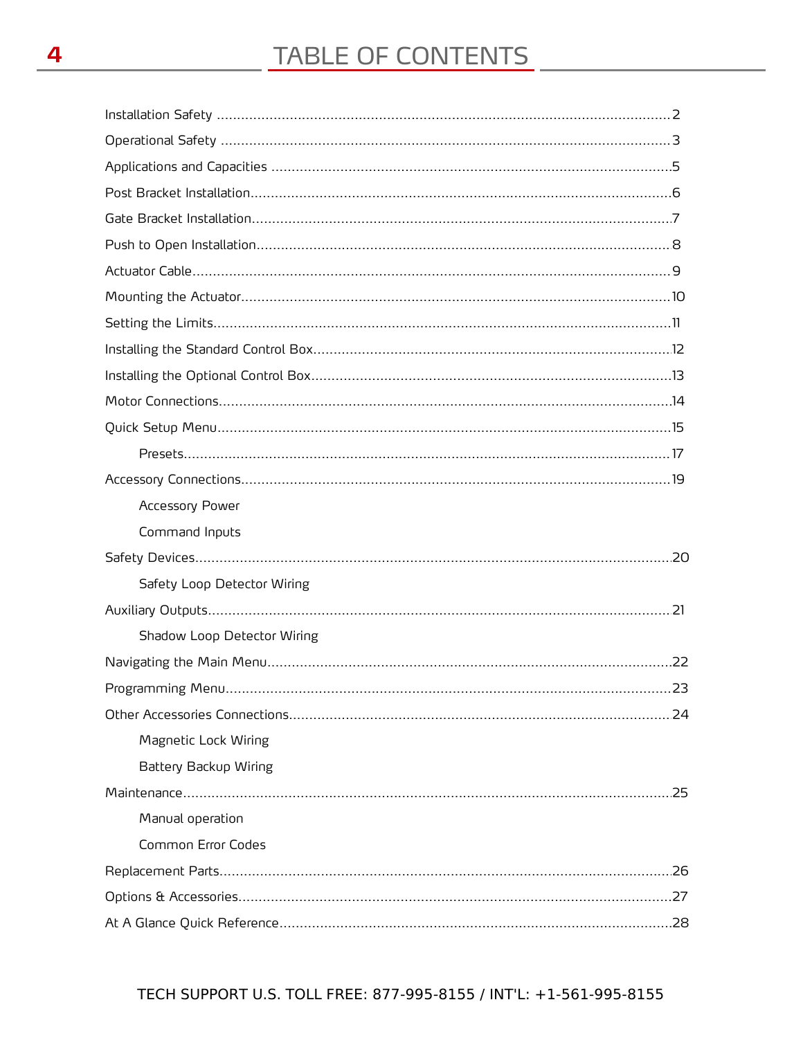# TABLE OF CONTENTS

Installation Safety ........................................................ 2

Operational Safety ........................................................ 3

Applications and Capacities ........................................................ 5

Post Bracket Installation ........................................................ 6

Gate Bracket Installation ........................................................ 7

Push to Open Installation ........................................................ 8

Actuator Cable ........................................................ 9

Mounting the Actuator ........................................................ 10

Setting the Limits ........................................................ 11

Installing the Standard Control Box ........................................................ 12

Installing the Optional Control Box ........................................................ 13

Motor Connections ........................................................ 14

Quick Setup Menu ........................................................ 15

- Presets ........................................................ 17

Accessory Connections ........................................................ 19

- Accessory Power
- Command Inputs

Safety Devices ........................................................ 20

- Safety Loop Detector Wiring

Auxiliary Outputs ........................................................ 21

- Shadow Loop Detector Wiring

Navigating the Main Menu ........................................................ 22

Programming Menu ........................................................ 23

Other Accessories Connections ........................................................ 24

- Magnetic Lock Wiring
- Battery Backup Wiring

Maintenance ........................................................ 25

- Manual operation
- Common Error Codes

Replacement Parts ........................................................ 26

Options & Accessories ........................................................ 27

At A Glance Quick Reference ........................................................ 28

TECH SUPPORT U.S. TOLL FREE: 877-995-8155 / INT'L: +1-561-995-8155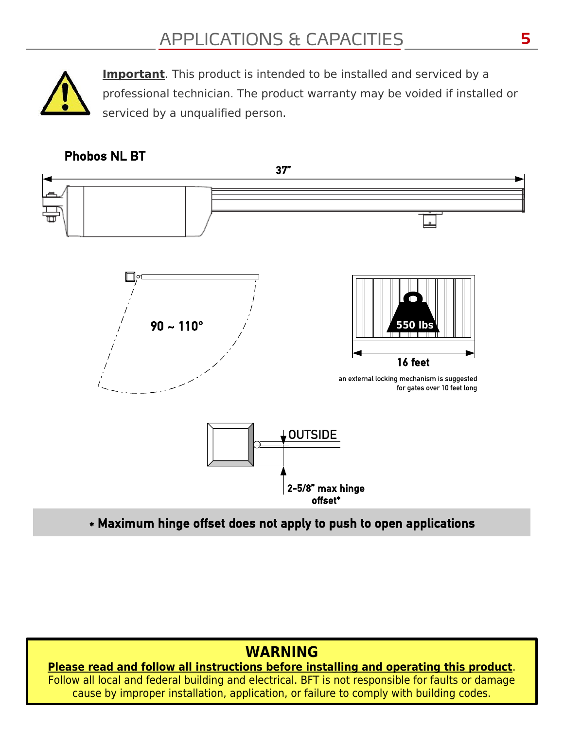# APPLICATIONS & CAPACITIES

**Important**. This product is intended to be installed and serviced by a professional technician. The product warranty may be voided if installed or serviced by a unqualified person.

**Phobos NL BT**

37"

90 ~ 110°

550 lbs

16 feet

an external locking mechanism is suggested for gates over 10 feet long

OUTSIDE

2-5/8" max hinge offset*

**\* Maximum hinge offset does not apply to push to open applications**

**WARNING**

**Please read and follow all instructions before installing and operating this product**. Follow all local and federal building and electrical. BFT is not responsible for faults or damage cause by improper installation, application, or failure to comply with building codes.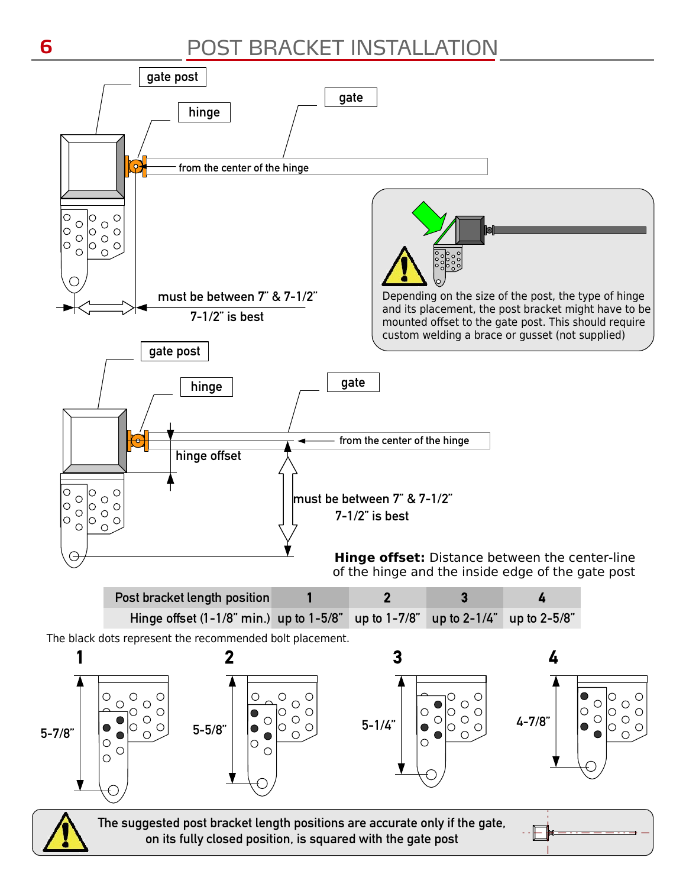# POST BRACKET INSTALLATION

gate post

hinge

gate

from the center of the hinge

must be between 7" & 7-1/2"

7-1/2" is best

Depending on the size of the post, the type of hinge and its placement, the post bracket might have to be mounted offset to the gate post. This should require custom welding a brace or gusset (not supplied)

gate post

hinge

gate

from the center of the hinge

hinge offset

must be between 7" & 7-1/2"

7-1/2" is best

**Hinge offset:** Distance between the center-line of the hinge and the inside edge of the gate post

| Post bracket length position | 1 | 2 | 3 | 4 |
|---|---|---|---|---|
| Hinge offset (1-1/8" min.) | up to 1-5/8" | up to 1-7/8" | up to 2-1/4" | up to 2-5/8" |

The black dots represent the recommended bolt placement.

| 1 | 2 | 3 | 4 |
|---|---|---|---|
| 5-7/8" | 5-5/8" | 5-1/4" | 4-7/8" |

The suggested post bracket length positions are accurate only if the gate, on its fully closed position, is squared with the gate post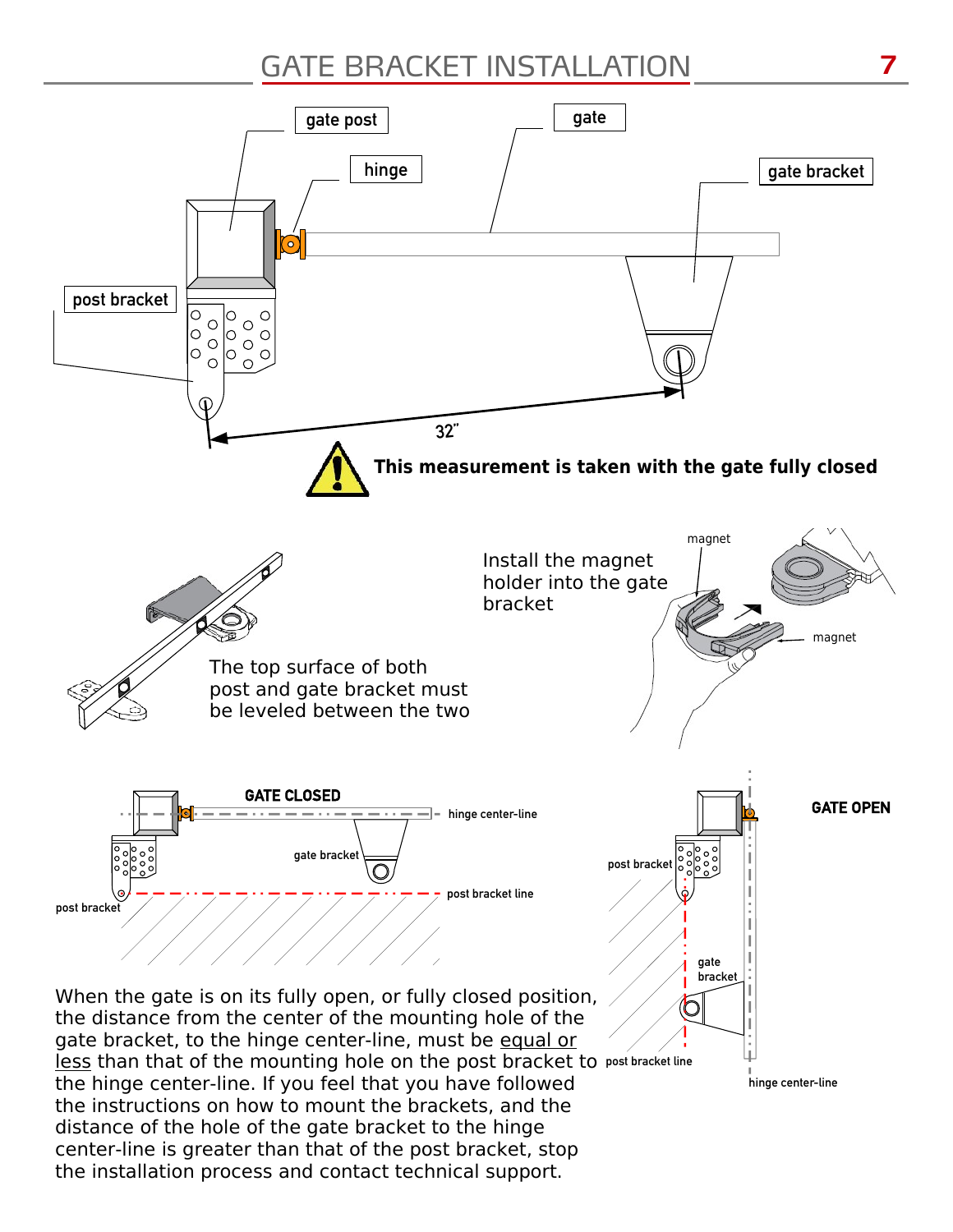# GATE BRACKET INSTALLATION

gate post

hinge

gate

gate bracket

post bracket

32"

**This measurement is taken with the gate fully closed**

The top surface of both post and gate bracket must be leveled between the two

Install the magnet holder into the gate bracket

magnet

magnet

GATE CLOSED

hinge center-line

gate bracket

post bracket

post bracket line

GATE OPEN

post bracket

gate bracket

post bracket line

hinge center-line

When the gate is on its fully open, or fully closed position, the distance from the center of the mounting hole of the gate bracket, to the hinge center-line, must be equal or less than that of the mounting hole on the post bracket to the hinge center-line. If you feel that you have followed the instructions on how to mount the brackets, and the distance of the hole of the gate bracket to the hinge center-line is greater than that of the post bracket, stop the installation process and contact technical support.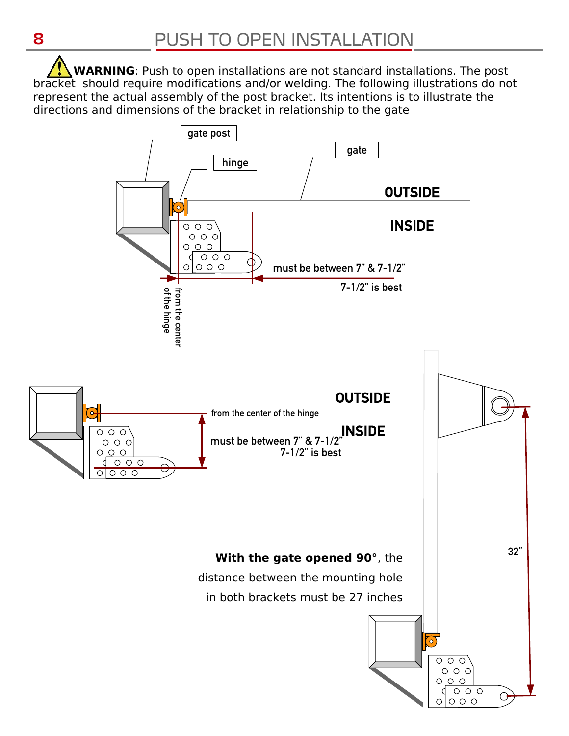# PUSH TO OPEN INSTALLATION

⚠ **WARNING**: Push to open installations are not standard installations. The post bracket should require modifications and/or welding. The following illustrations do not represent the actual assembly of the post bracket. Its intentions is to illustrate the directions and dimensions of the bracket in relationship to the gate

gate post

hinge

gate

OUTSIDE

INSIDE

must be between 7" & 7-1/2"

7-1/2" is best

from the center of the hinge

OUTSIDE

from the center of the hinge

INSIDE

must be between 7" & 7-1/2"

7-1/2" is best

32"

**With the gate opened 90°**, the distance between the mounting hole in both brackets must be 27 inches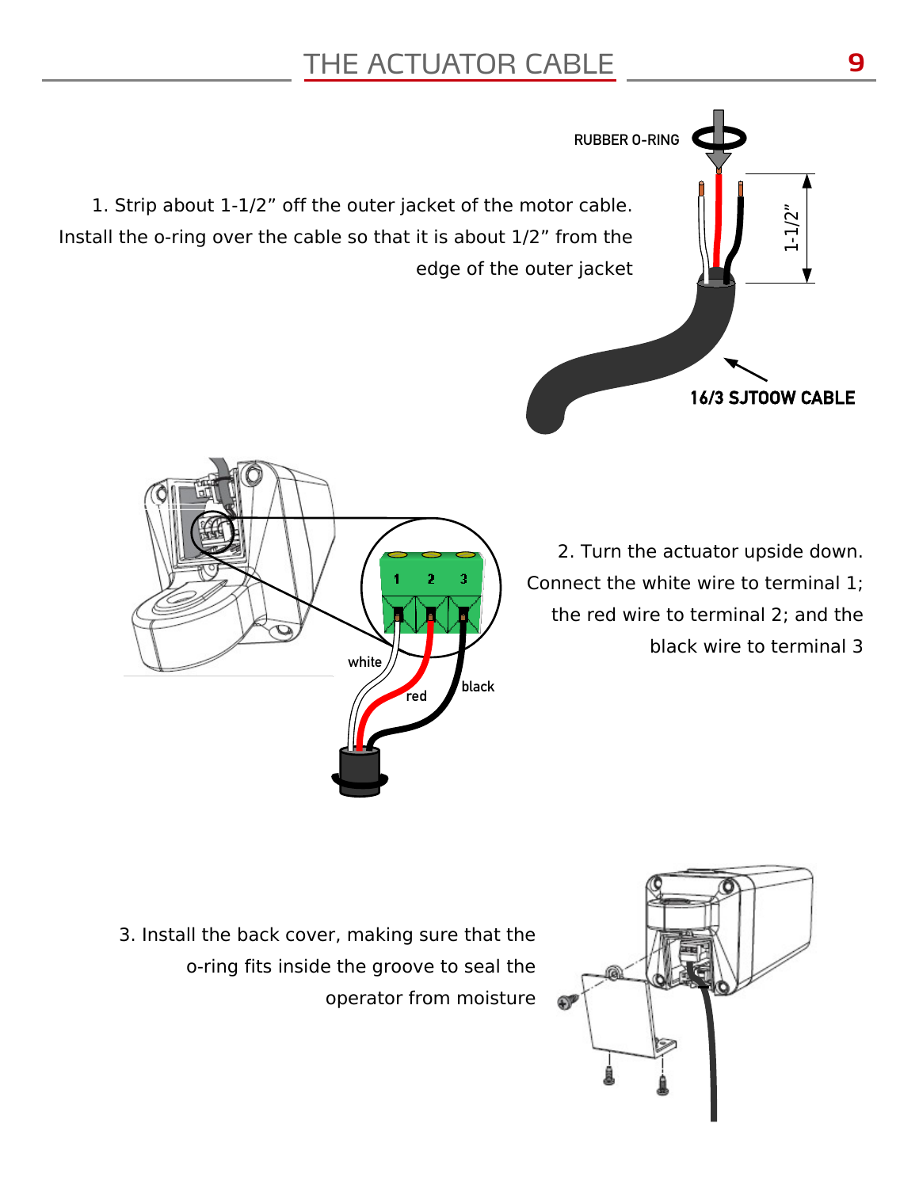# THE ACTUATOR CABLE

1. Strip about 1-1/2” off the outer jacket of the motor cable. Install the o-ring over the cable so that it is about 1/2” from the edge of the outer jacket

RUBBER O-RING

1-1/2”

16/3 SJTOOW CABLE

2. Turn the actuator upside down. Connect the white wire to terminal 1; the red wire to terminal 2; and the black wire to terminal 3

white

red

black

3. Install the back cover, making sure that the o-ring fits inside the groove to seal the operator from moisture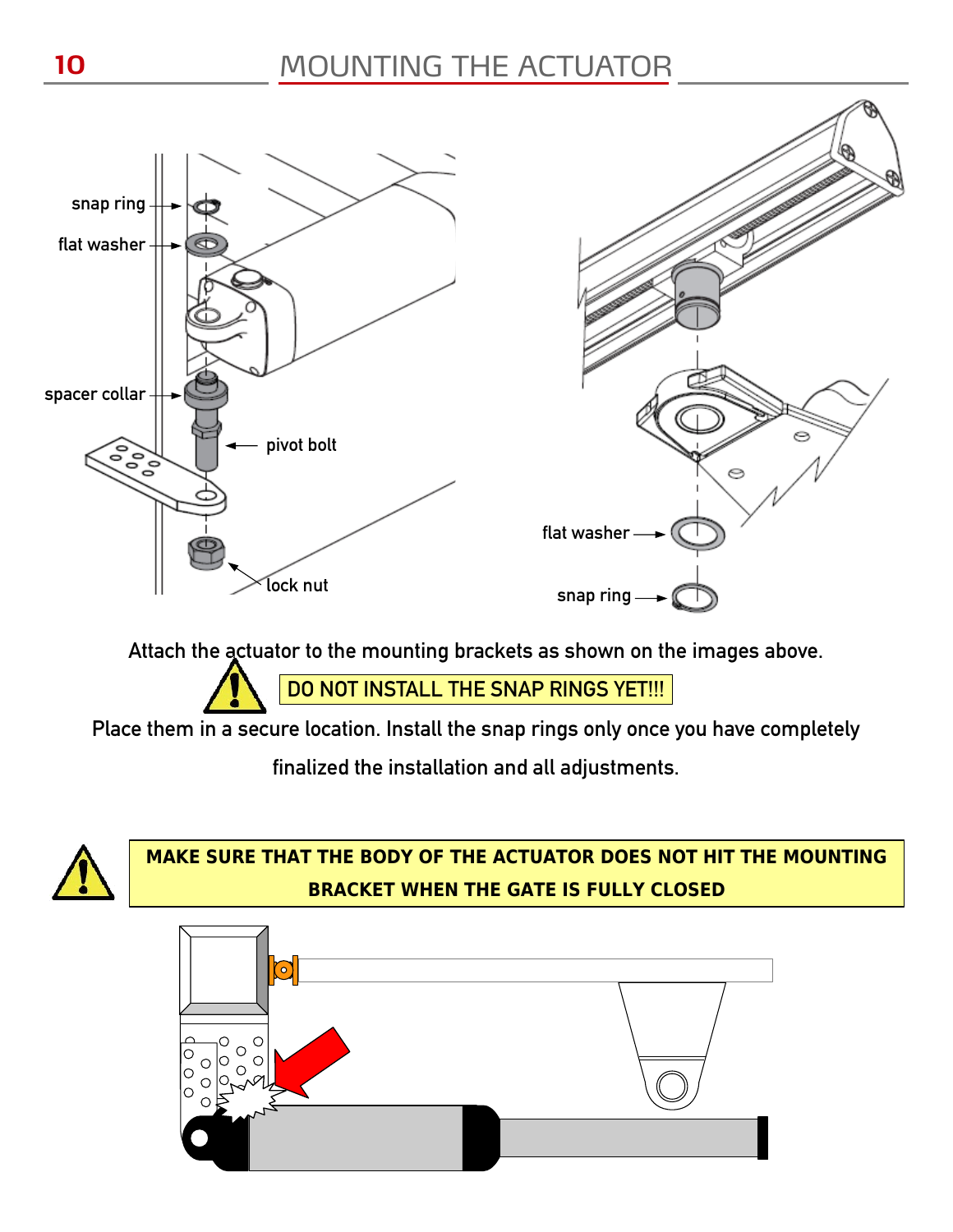# MOUNTING THE ACTUATOR

snap ring

flat washer

spacer collar

pivot bolt

lock nut

flat washer

snap ring

Attach the actuator to the mounting brackets as shown on the images above.

**DO NOT INSTALL THE SNAP RINGS YET!!!**

Place them in a secure location. Install the snap rings only once you have completely finalized the installation and all adjustments.

**MAKE SURE THAT THE BODY OF THE ACTUATOR DOES NOT HIT THE MOUNTING BRACKET WHEN THE GATE IS FULLY CLOSED**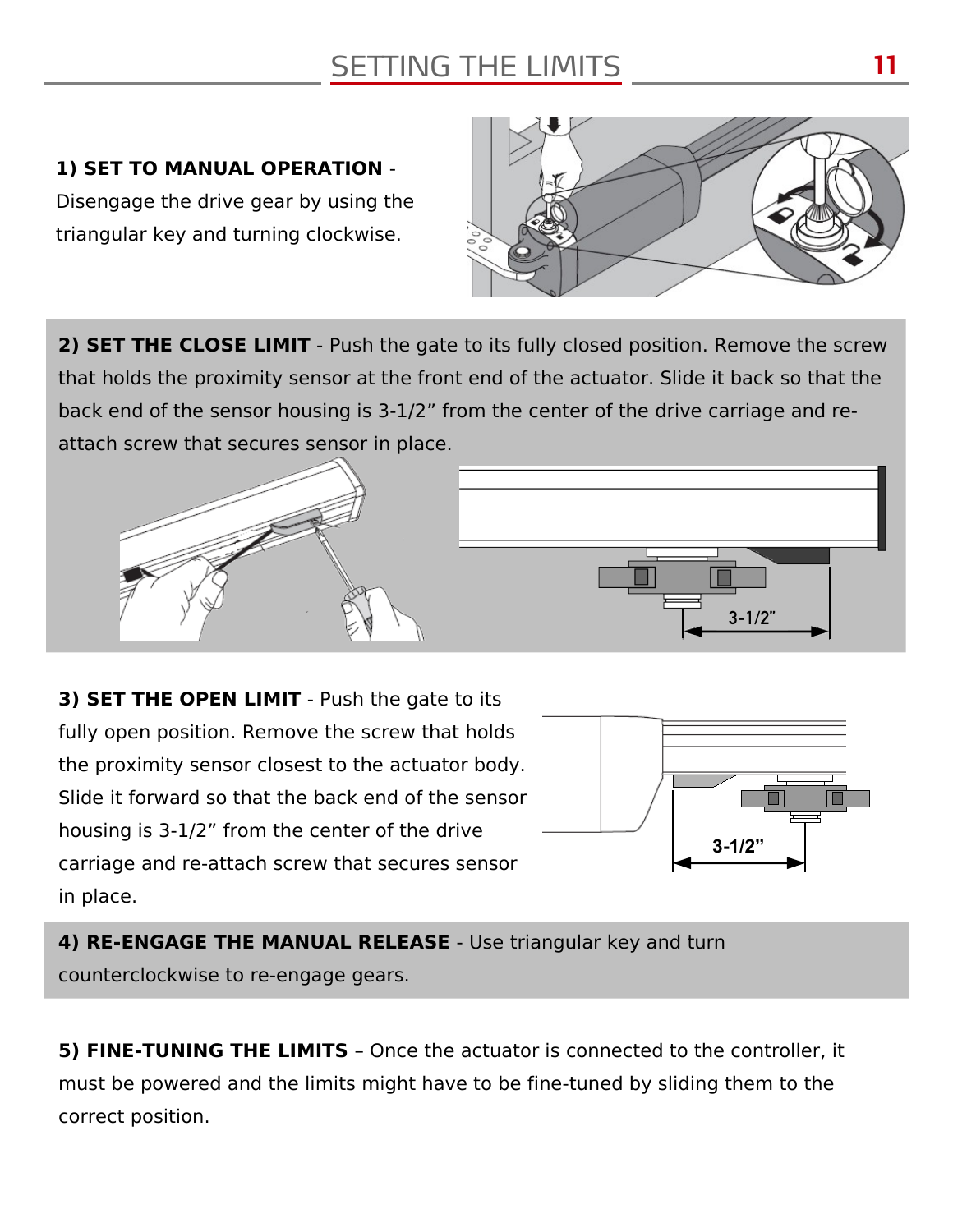# SETTING THE LIMITS

**1) SET TO MANUAL OPERATION** - Disengage the drive gear by using the triangular key and turning clockwise.

**2) SET THE CLOSE LIMIT** - Push the gate to its fully closed position. Remove the screw that holds the proximity sensor at the front end of the actuator. Slide it back so that the back end of the sensor housing is 3-1/2" from the center of the drive carriage and re-attach screw that secures sensor in place.

3-1/2"

**3) SET THE OPEN LIMIT** - Push the gate to its fully open position. Remove the screw that holds the proximity sensor closest to the actuator body. Slide it forward so that the back end of the sensor housing is 3-1/2" from the center of the drive carriage and re-attach screw that secures sensor in place.

3-1/2"

**4) RE-ENGAGE THE MANUAL RELEASE** - Use triangular key and turn counterclockwise to re-engage gears.

**5) FINE-TUNING THE LIMITS** – Once the actuator is connected to the controller, it must be powered and the limits might have to be fine-tuned by sliding them to the correct position.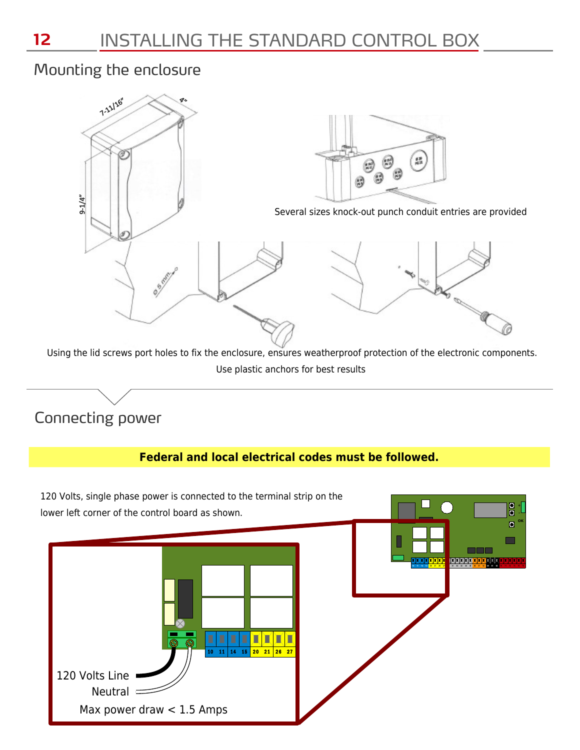# INSTALLING THE STANDARD CONTROL BOX

## Mounting the enclosure

Several sizes knock-out punch conduit entries are provided

Using the lid screws port holes to fix the enclosure, ensures weatherproof protection of the electronic components.

Use plastic anchors for best results

## Connecting power

**Federal and local electrical codes must be followed.**

120 Volts, single phase power is connected to the terminal strip on the lower left corner of the control board as shown.

120 Volts Line

Neutral

Max power draw < 1.5 Amps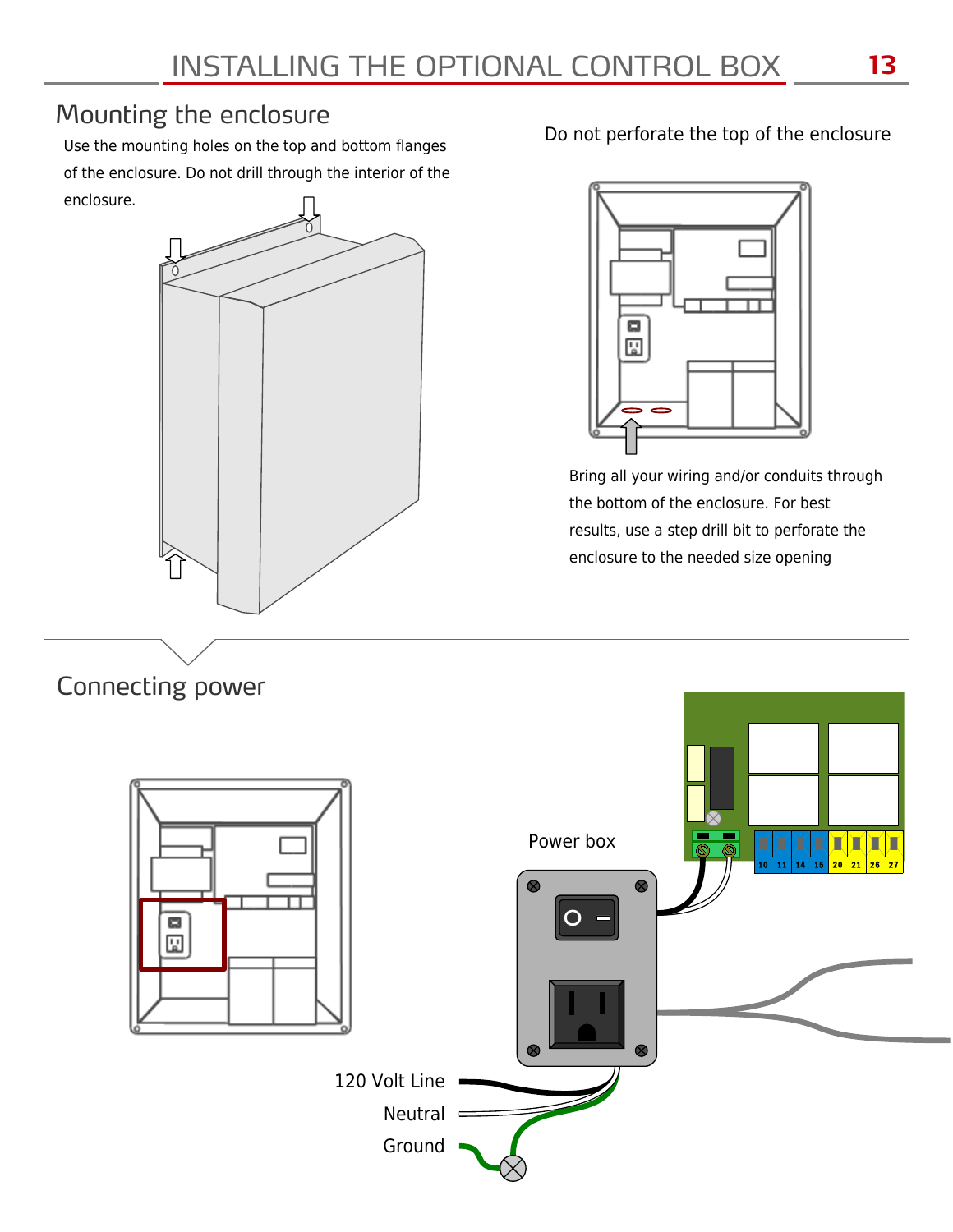# INSTALLING THE OPTIONAL CONTROL BOX

## Mounting the enclosure

Use the mounting holes on the top and bottom flanges of the enclosure. Do not drill through the interior of the enclosure.

Do not perforate the top of the enclosure

Bring all your wiring and/or conduits through the bottom of the enclosure. For best results, use a step drill bit to perforate the enclosure to the needed size opening

## Connecting power

Power box

120 Volt Line

Neutral

Ground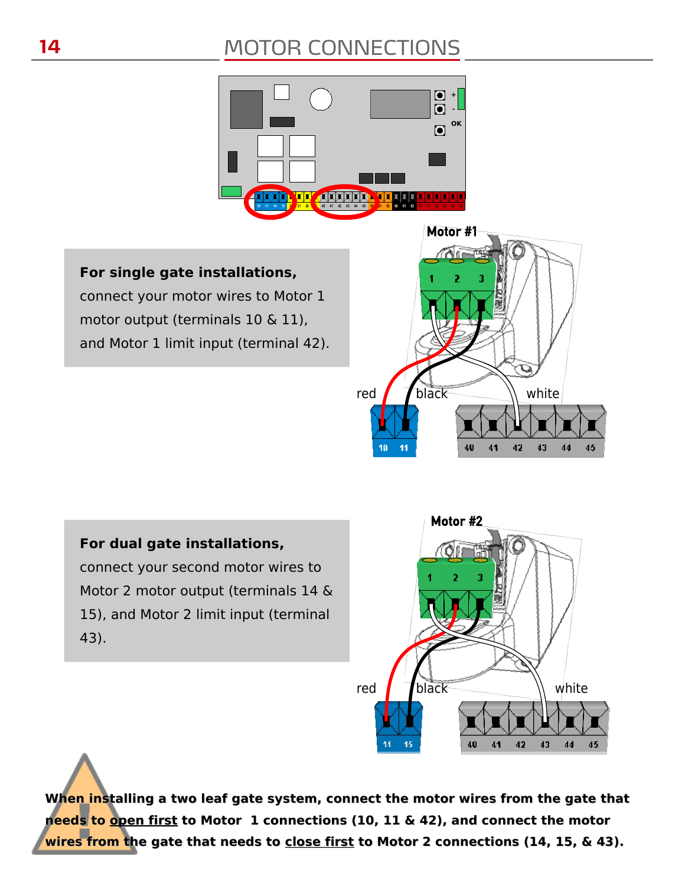# MOTOR CONNECTIONS

**For single gate installations,** connect your motor wires to Motor 1 motor output (terminals 10 & 11), and Motor 1 limit input (terminal 42).

**For dual gate installations,** connect your second motor wires to Motor 2 motor output (terminals 14 & 15), and Motor 2 limit input (terminal 43).

**When installing a two leaf gate system, connect the motor wires from the gate that needs to open first to Motor 1 connections (10, 11 & 42), and connect the motor wires from the gate that needs to close first to Motor 2 connections (14, 15, & 43).**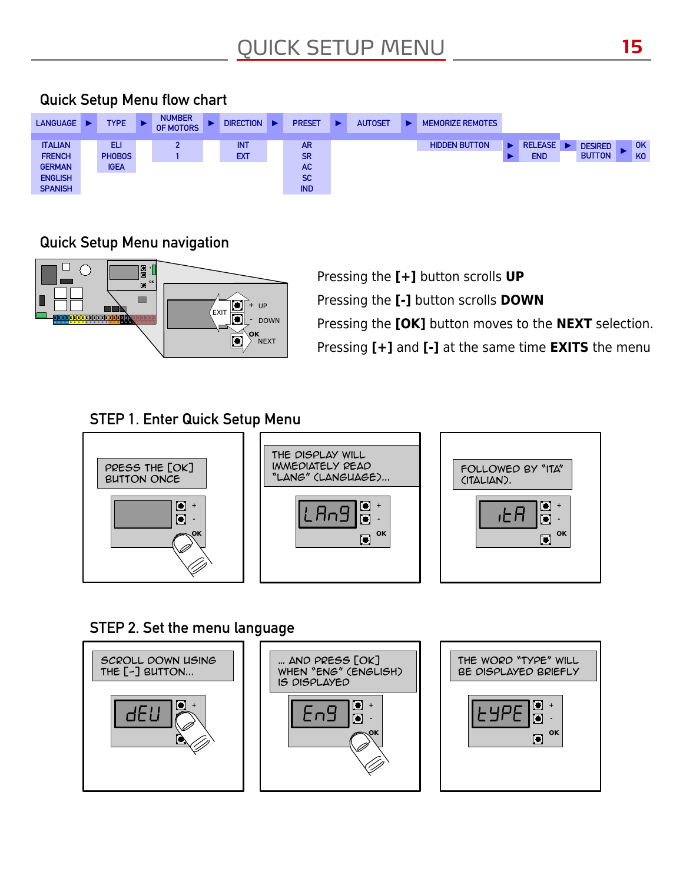# QUICK SETUP MENU

## Quick Setup Menu flow chart

| LANGUAGE | ► | TYPE | ► | NUMBER OF MOTORS | ► | DIRECTION | ► | PRESET | ► | AUTOSET | ► | MEMORIZE REMOTES | | | | | | |
|---|---|---|---|---|---|---|---|---|---|---|---|---|---|---|---|---|---|---|
| ITALIAN FRENCH GERMAN ENGLISH SPANISH | | ELI PHOBOS IGEA | | 2 1 | | INT EXT | | AR SR AC SC IND | | | | HIDDEN BUTTON | ► ► | RELEASE END | ► | DESIRED BUTTON | ► | OK KO |

## Quick Setup Menu navigation

EXIT, + UP, - DOWN, OK NEXT

Pressing the **[+]** button scrolls **UP**

Pressing the **[-]** button scrolls **DOWN**

Pressing the **[OK]** button moves to the **NEXT** selection.

Pressing **[+]** and **[-]** at the same time **EXITS** the menu

## STEP 1. Enter Quick Setup Menu

PRESS THE [OK] BUTTON ONCE

THE DISPLAY WILL IMMEDIATELY READ "LANG" (LANGUAGE)...

LAng

FOLLOWED BY "ITA" (ITALIAN).

itA

## STEP 2. Set the menu language

SCROLL DOWN USING THE [-] BUTTON...

dEU

... AND PRESS [OK] WHEN "ENG" (ENGLISH) IS DISPLAYED

Eng

THE WORD "TYPE" WILL BE DISPLAYED BRIEFLY

tYPE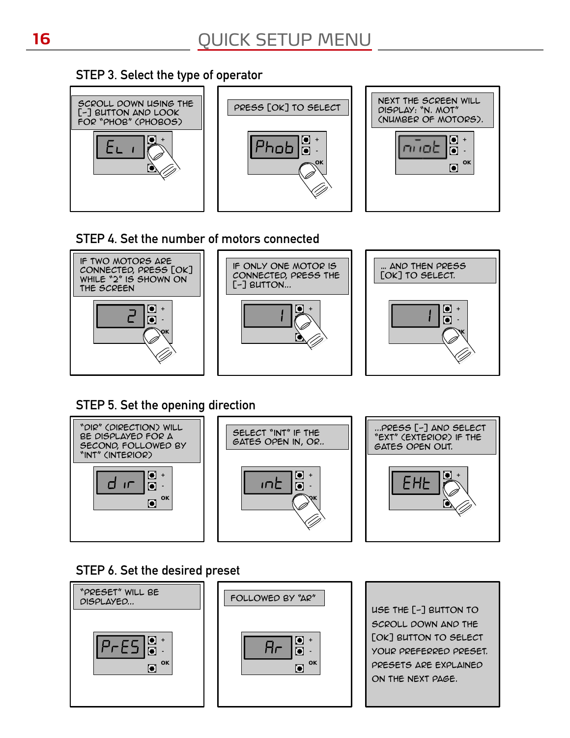# QUICK SETUP MENU

## STEP 3. Select the type of operator

SCROLL DOWN USING THE [-] BUTTON AND LOOK FOR "PHOB" (PHOBOS)

PRESS [OK] TO SELECT

NEXT THE SCREEN WILL DISPLAY: "N. MOT" (NUMBER OF MOTORS).

## STEP 4. Set the number of motors connected

IF TWO MOTORS ARE CONNECTED, PRESS [OK] WHILE "2" IS SHOWN ON THE SCREEN

IF ONLY ONE MOTOR IS CONNECTED, PRESS THE [-] BUTTON...

... AND THEN PRESS [OK] TO SELECT.

## STEP 5. Set the opening direction

"DIR" (DIRECTION) WILL BE DISPLAYED FOR A SECOND, FOLLOWED BY "INT" (INTERIOR)

SELECT "INT" IF THE GATES OPEN IN, OR..

...PRESS [-] AND SELECT "EXT" (EXTERIOR) IF THE GATES OPEN OUT.

## STEP 6. Set the desired preset

"PRESET" WILL BE DISPLAYED...

FOLLOWED BY "AR"

USE THE [-] BUTTON TO SCROLL DOWN AND THE [OK] BUTTON TO SELECT YOUR PREFERRED PRESET. PRESETS ARE EXPLAINED ON THE NEXT PAGE.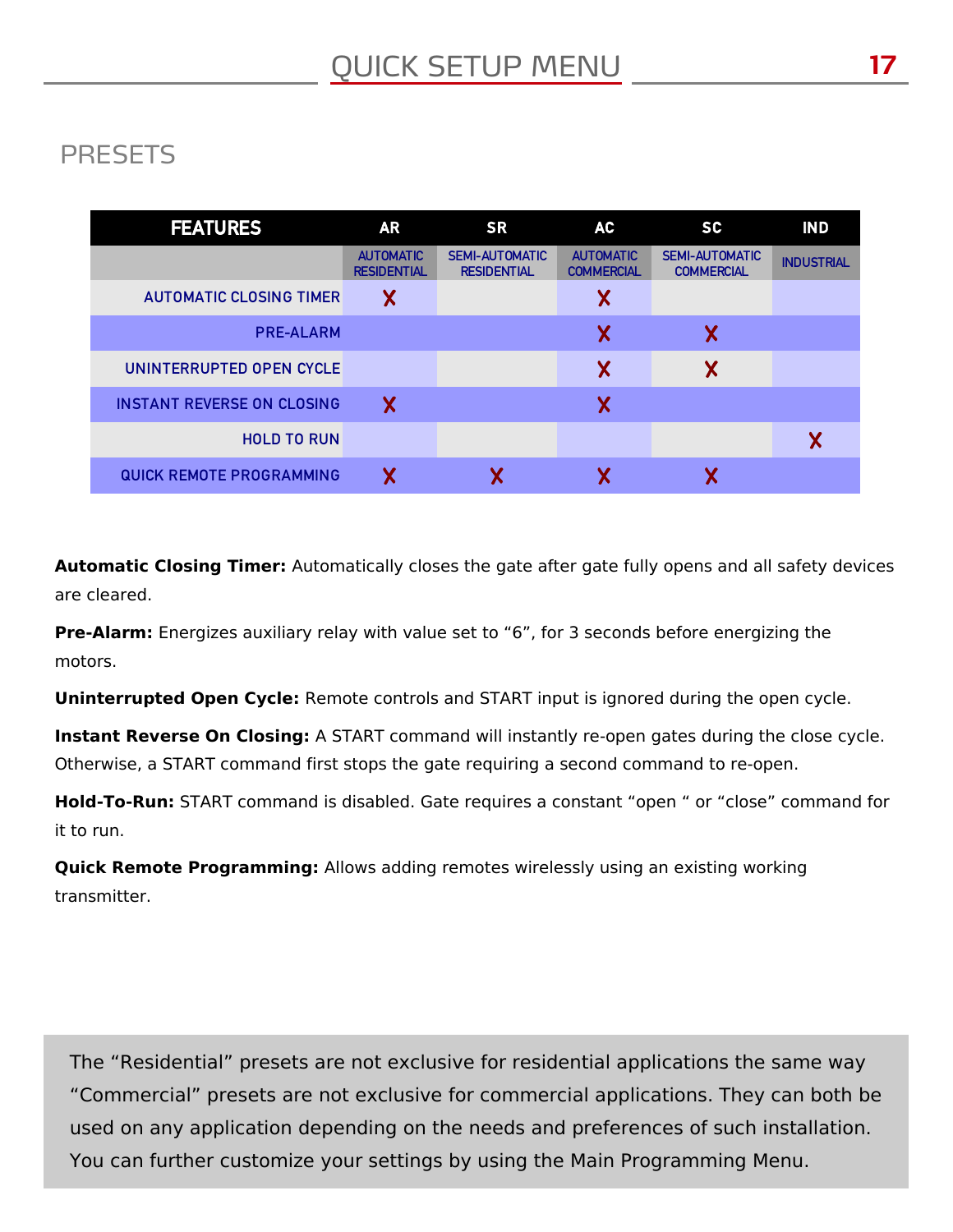# QUICK SETUP MENU

## PRESETS

| FEATURES | AR | SR | AC | SC | IND |
|---|---|---|---|---|---|
| | AUTOMATIC RESIDENTIAL | SEMI-AUTOMATIC RESIDENTIAL | AUTOMATIC COMMERCIAL | SEMI-AUTOMATIC COMMERCIAL | INDUSTRIAL |
| AUTOMATIC CLOSING TIMER | X | | X | | |
| PRE-ALARM | | | X | X | |
| UNINTERRUPTED OPEN CYCLE | | | X | X | |
| INSTANT REVERSE ON CLOSING | X | | X | | |
| HOLD TO RUN | | | | | X |
| QUICK REMOTE PROGRAMMING | X | X | X | X | |

**Automatic Closing Timer:** Automatically closes the gate after gate fully opens and all safety devices are cleared.

**Pre-Alarm:** Energizes auxiliary relay with value set to “6”, for 3 seconds before energizing the motors.

**Uninterrupted Open Cycle:** Remote controls and START input is ignored during the open cycle.

**Instant Reverse On Closing:** A START command will instantly re-open gates during the close cycle. Otherwise, a START command first stops the gate requiring a second command to re-open.

**Hold-To-Run:** START command is disabled. Gate requires a constant “open “ or “close” command for it to run.

**Quick Remote Programming:** Allows adding remotes wirelessly using an existing working transmitter.

The “Residential” presets are not exclusive for residential applications the same way “Commercial” presets are not exclusive for commercial applications. They can both be used on any application depending on the needs and preferences of such installation. You can further customize your settings by using the Main Programming Menu.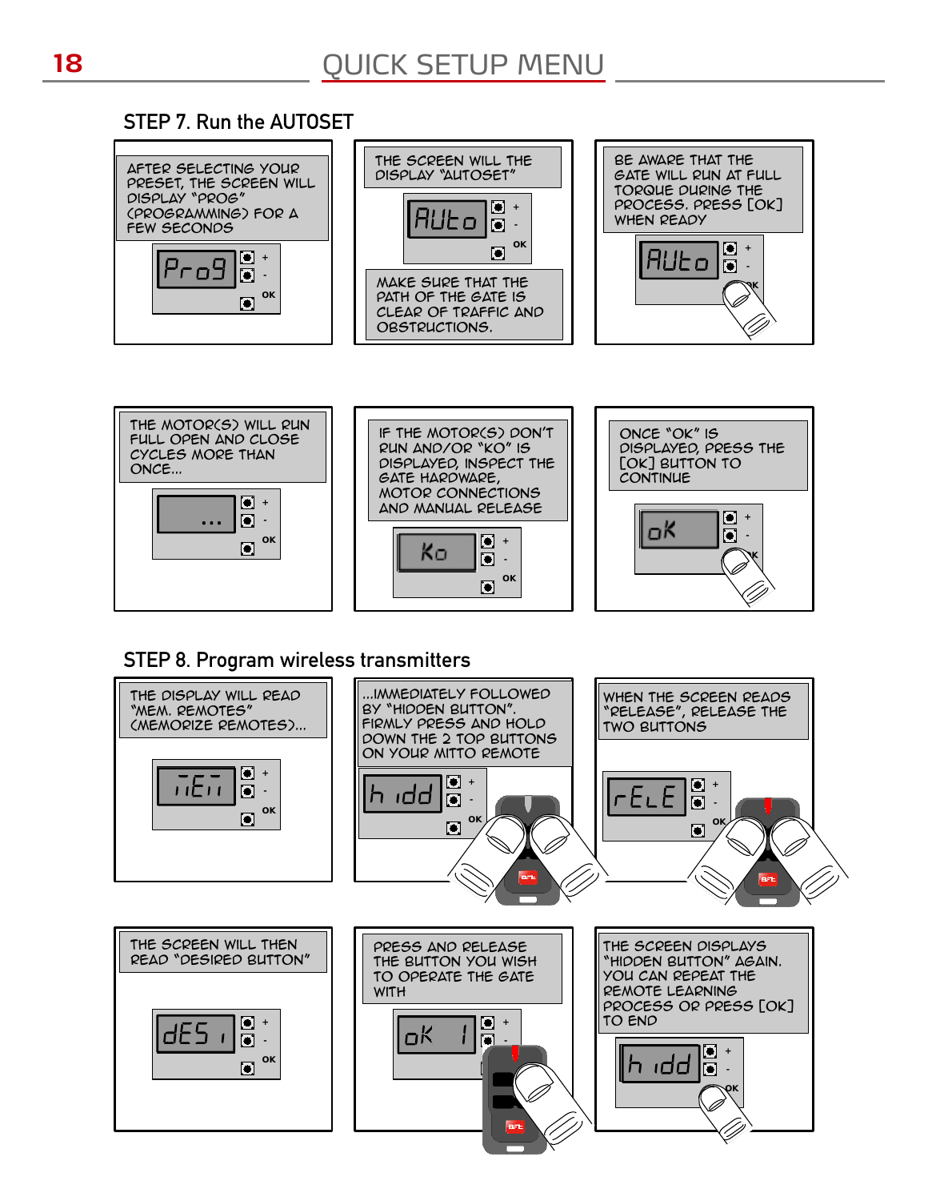# QUICK SETUP MENU

## STEP 7. Run the AUTOSET

AFTER SELECTING YOUR PRESET, THE SCREEN WILL DISPLAY "PROG" (PROGRAMMING) FOR A FEW SECONDS

Pro9

THE SCREEN WILL THE DISPLAY "AUTOSET"

AUto

MAKE SURE THAT THE PATH OF THE GATE IS CLEAR OF TRAFFIC AND OBSTRUCTIONS.

BE AWARE THAT THE GATE WILL RUN AT FULL TORQUE DURING THE PROCESS. PRESS [OK] WHEN READY

AUto

THE MOTOR(S) WILL RUN FULL OPEN AND CLOSE CYCLES MORE THAN ONCE...

...

IF THE MOTOR(S) DON'T RUN AND/OR "KO" IS DISPLAYED, INSPECT THE GATE HARDWARE, MOTOR CONNECTIONS AND MANUAL RELEASE

Ko

ONCE "OK" IS DISPLAYED, PRESS THE [OK] BUTTON TO CONTINUE

oK

## STEP 8. Program wireless transmitters

THE DISPLAY WILL READ "MEM. REMOTES" (MEMORIZE REMOTES)...

MEM

...IMMEDIATELY FOLLOWED BY "HIDDEN BUTTON". FIRMLY PRESS AND HOLD DOWN THE 2 TOP BUTTONS ON YOUR MITTO REMOTE

h idd

WHEN THE SCREEN READS "RELEASE", RELEASE THE TWO BUTTONS

rELE

THE SCREEN WILL THEN READ "DESIRED BUTTON"

dES i

PRESS AND RELEASE THE BUTTON YOU WISH TO OPERATE THE GATE WITH

oK 1

THE SCREEN DISPLAYS "HIDDEN BUTTON" AGAIN. YOU CAN REPEAT THE REMOTE LEARNING PROCESS OR PRESS [OK] TO END

h idd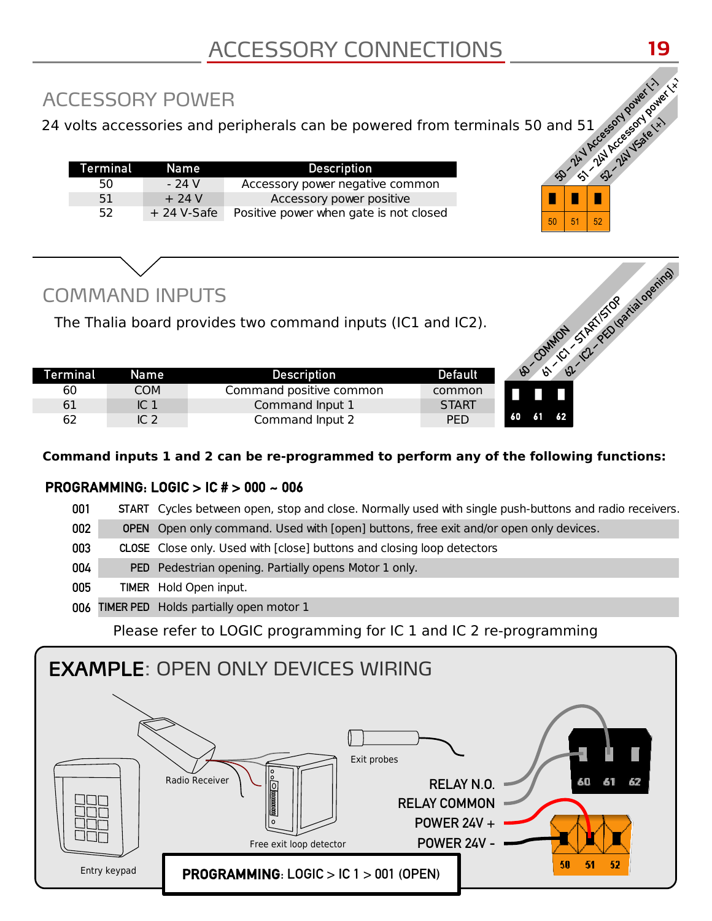# ACCESSORY CONNECTIONS

## ACCESSORY POWER

24 volts accessories and peripherals can be powered from terminals 50 and 51

| Terminal | Name | Description |
|---|---|---|
| 50 | - 24 V | Accessory power negative common |
| 51 | + 24 V | Accessory power positive |
| 52 | + 24 V-Safe | Positive power when gate is not closed |

50 – 24 V Accessory power [-]
51 – 24V Accessory power [+]
52 – 24V VSafe [+]

## COMMAND INPUTS

The Thalia board provides two command inputs (IC1 and IC2).

| Terminal | Name | Description | Default |
|---|---|---|---|
| 60 | COM | Command positive common | common |
| 61 | IC 1 | Command Input 1 | START |
| 62 | IC 2 | Command Input 2 | PED |

60 – COMMON
61 – IC1 – START/STOP
62 – IC2 – PED (partial opening)

**Command inputs 1 and 2 can be re-programmed to perform any of the following functions:**

**PROGRAMMING: LOGIC > IC # > 000 ~ 006**

| | | |
|---|---|---|
| 001 | START | Cycles between open, stop and close. Normally used with single push-buttons and radio receivers. |
| 002 | OPEN | Open only command. Used with [open] buttons, free exit and/or open only devices. |
| 003 | CLOSE | Close only. Used with [close] buttons and closing loop detectors |
| 004 | PED | Pedestrian opening. Partially opens Motor 1 only. |
| 005 | TIMER | Hold Open input. |
| 006 | TIMER PED | Holds partially open motor 1 |

Please refer to LOGIC programming for IC 1 and IC 2 re-programming

## EXAMPLE: OPEN ONLY DEVICES WIRING

Radio Receiver

Exit probes

Free exit loop detector

Entry keypad

RELAY N.O.
RELAY COMMON
POWER 24V +
POWER 24V -

60 61 62
50 51 52

**PROGRAMMING**: LOGIC > IC 1 > 001 (OPEN)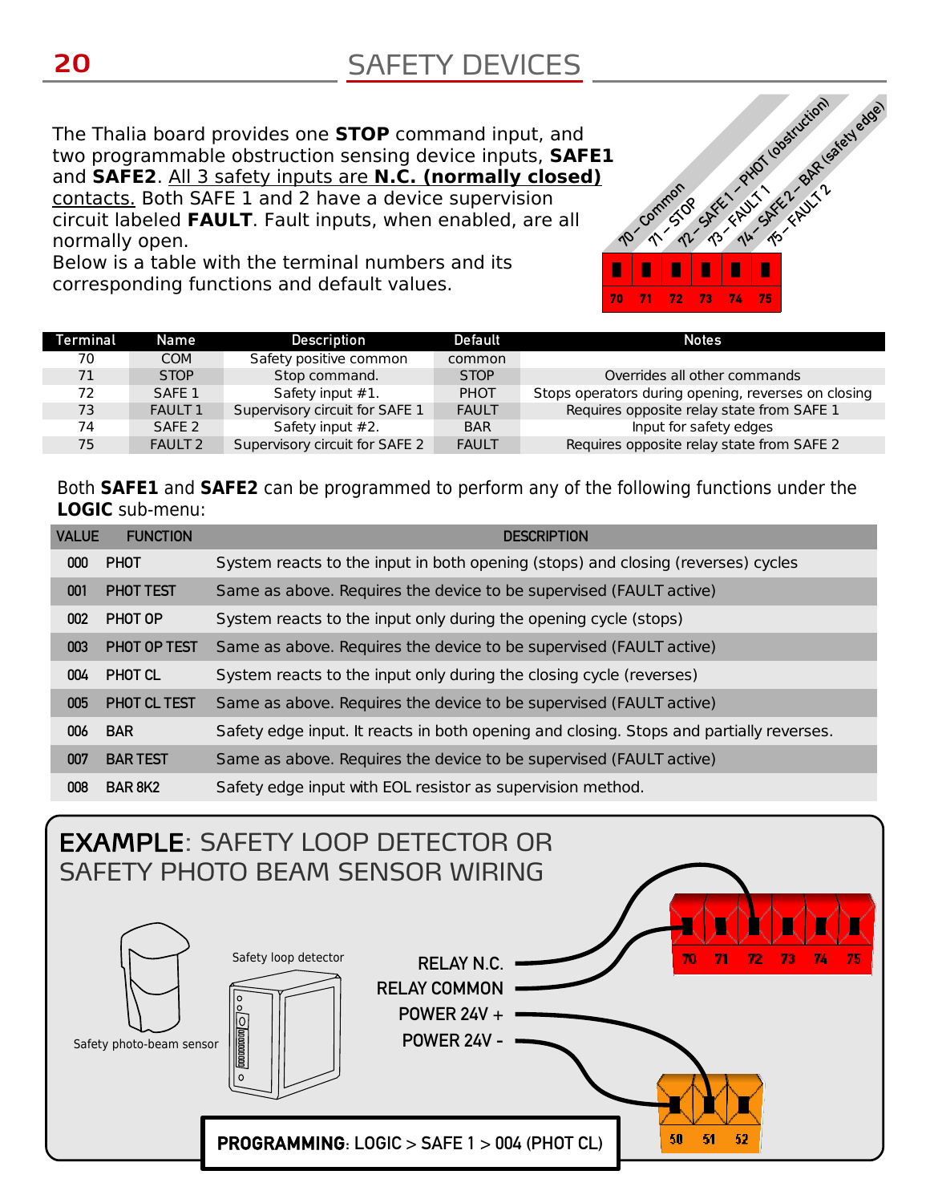## SAFETY DEVICES

The Thalia board provides one **STOP** command input, and two programmable obstruction sensing device inputs, **SAFE1** and **SAFE2**. All 3 safety inputs are **N.C. (normally closed)** contacts. Both SAFE 1 and 2 have a device supervision circuit labeled **FAULT**. Fault inputs, when enabled, are all normally open.
Below is a table with the terminal numbers and its corresponding functions and default values.

70 – Common
71 – STOP
72 – SAFE1 – PHOT (obstruction)
73 – FAULT 1
74 – SAFE 2 – BAR (safety edge)
75 – FAULT 2

| Terminal | Name | Description | Default | Notes |
|---|---|---|---|---|
| 70 | COM | Safety positive common | common | |
| 71 | STOP | Stop command. | STOP | Overrides all other commands |
| 72 | SAFE 1 | Safety input #1. | PHOT | Stops operators during opening, reverses on closing |
| 73 | FAULT 1 | Supervisory circuit for SAFE 1 | FAULT | Requires opposite relay state from SAFE 1 |
| 74 | SAFE 2 | Safety input #2. | BAR | Input for safety edges |
| 75 | FAULT 2 | Supervisory circuit for SAFE 2 | FAULT | Requires opposite relay state from SAFE 2 |

Both **SAFE1** and **SAFE2** can be programmed to perform any of the following functions under the **LOGIC** sub-menu:

| VALUE | FUNCTION | DESCRIPTION |
|---|---|---|
| 000 | PHOT | System reacts to the input in both opening (stops) and closing (reverses) cycles |
| 001 | PHOT TEST | Same as above. Requires the device to be supervised (FAULT active) |
| 002 | PHOT OP | System reacts to the input only during the opening cycle (stops) |
| 003 | PHOT OP TEST | Same as above. Requires the device to be supervised (FAULT active) |
| 004 | PHOT CL | System reacts to the input only during the closing cycle (reverses) |
| 005 | PHOT CL TEST | Same as above. Requires the device to be supervised (FAULT active) |
| 006 | BAR | Safety edge input. It reacts in both opening and closing. Stops and partially reverses. |
| 007 | BAR TEST | Same as above. Requires the device to be supervised (FAULT active) |
| 008 | BAR 8K2 | Safety edge input with EOL resistor as supervision method. |

### EXAMPLE: SAFETY LOOP DETECTOR OR SAFETY PHOTO BEAM SENSOR WIRING

Safety photo-beam sensor

Safety loop detector

RELAY N.C.
RELAY COMMON
POWER 24V +
POWER 24V -

70 71 72 73 74 75

50 51 52

**PROGRAMMING**: LOGIC > SAFE 1 > 004 (PHOT CL)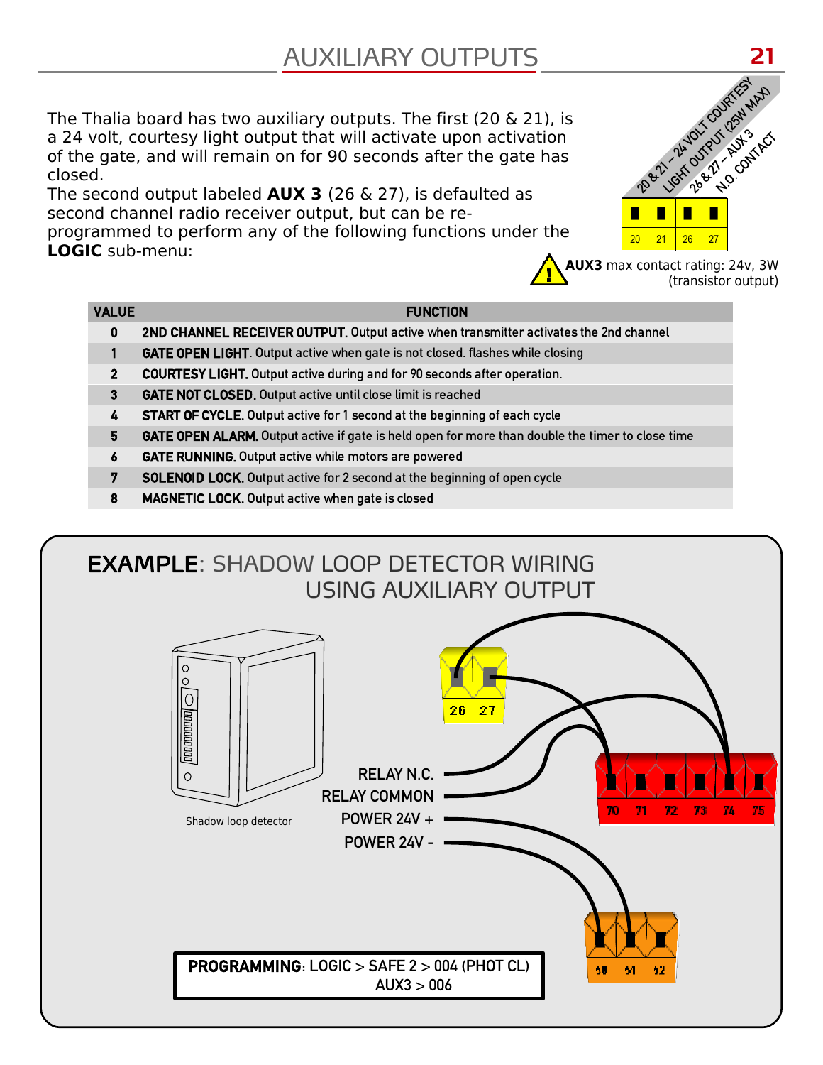# AUXILIARY OUTPUTS

The Thalia board has two auxiliary outputs. The first (20 & 21), is a 24 volt, courtesy light output that will activate upon activation of the gate, and will remain on for 90 seconds after the gate has closed.

The second output labeled **AUX 3** (26 & 27), is defaulted as second channel radio receiver output, but can be re-programmed to perform any of the following functions under the **LOGIC** sub-menu:

20 & 21 – 24 VOLT COURTESY LIGHT OUTPUT (25W MAX)
26 & 27 – AUX3 N.O. CONTACT

20 21 26 27

**AUX3** max contact rating: 24v, 3W (transistor output)

| VALUE | FUNCTION |
|---|---|
| 0 | **2ND CHANNEL RECEIVER OUTPUT.** Output active when transmitter activates the 2nd channel |
| 1 | **GATE OPEN LIGHT**. Output active when gate is not closed. flashes while closing |
| 2 | **COURTESY LIGHT.** Output active during and for 90 seconds after operation. |
| 3 | **GATE NOT CLOSED.** Output active until close limit is reached |
| 4 | **START OF CYCLE.** Output active for 1 second at the beginning of each cycle |
| 5 | **GATE OPEN ALARM.** Output active if gate is held open for more than double the timer to close time |
| 6 | **GATE RUNNING.** Output active while motors are powered |
| 7 | **SOLENOID LOCK.** Output active for 2 second at the beginning of open cycle |
| 8 | **MAGNETIC LOCK.** Output active when gate is closed |

## EXAMPLE: SHADOW LOOP DETECTOR WIRING USING AUXILIARY OUTPUT

Shadow loop detector

RELAY N.C.
RELAY COMMON
POWER 24V +
POWER 24V -

26 27

70 71 72 73 74 75

50 51 52

**PROGRAMMING**: LOGIC > SAFE 2 > 004 (PHOT CL)
AUX3 > 006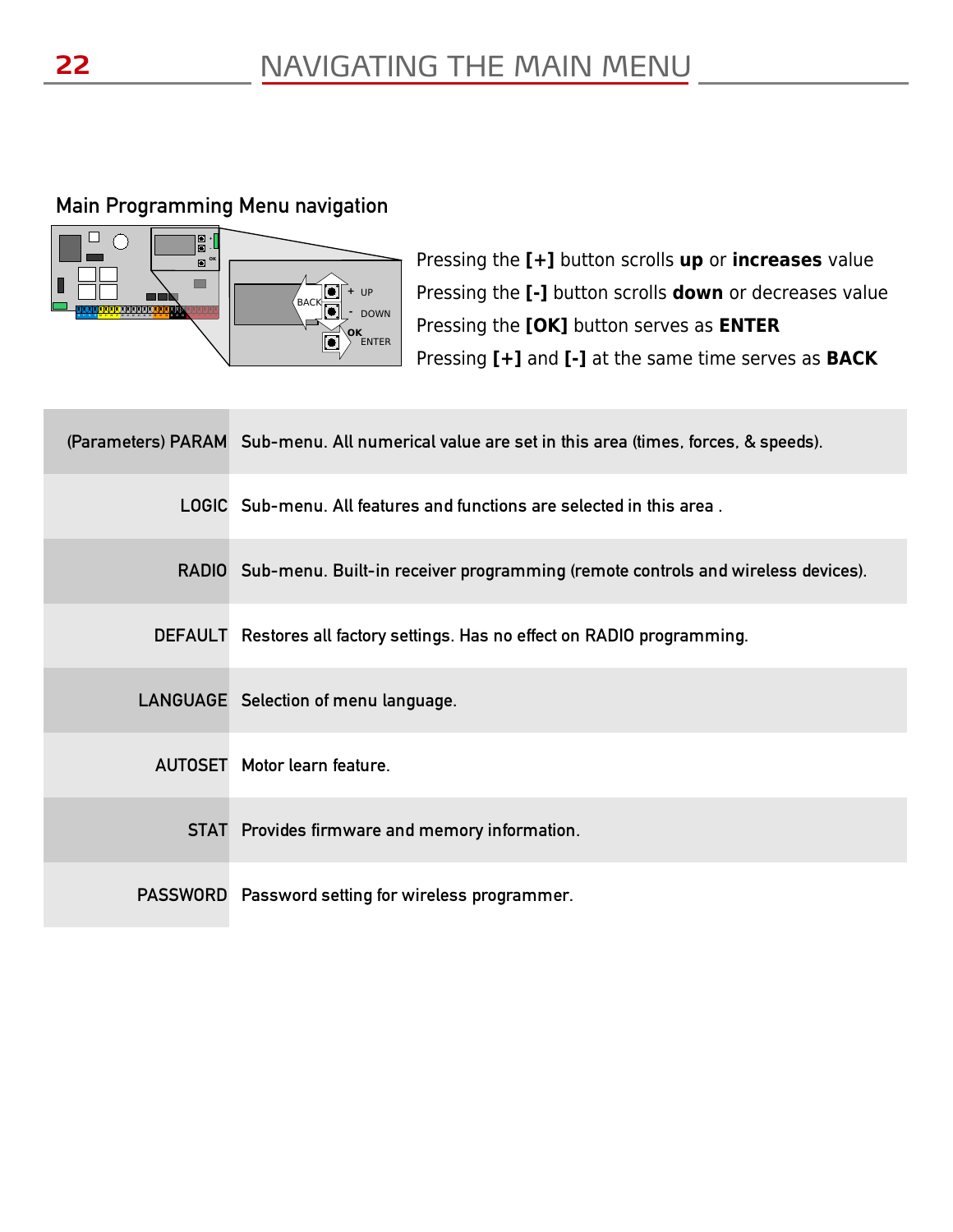# NAVIGATING THE MAIN MENU

## Main Programming Menu navigation

Pressing the **[+]** button scrolls **up** or **increases** value
Pressing the **[-]** button scrolls **down** or decreases value
Pressing the **[OK]** button serves as **ENTER**
Pressing **[+]** and **[-]** at the same time serves as **BACK**

| | |
|---|---|
| (Parameters) PARAM | Sub-menu. All numerical value are set in this area (times, forces, & speeds). |
| LOGIC | Sub-menu. All features and functions are selected in this area . |
| RADIO | Sub-menu. Built-in receiver programming (remote controls and wireless devices). |
| DEFAULT | Restores all factory settings. Has no effect on RADIO programming. |
| LANGUAGE | Selection of menu language. |
| AUTOSET | Motor learn feature. |
| STAT | Provides firmware and memory information. |
| PASSWORD | Password setting for wireless programmer. |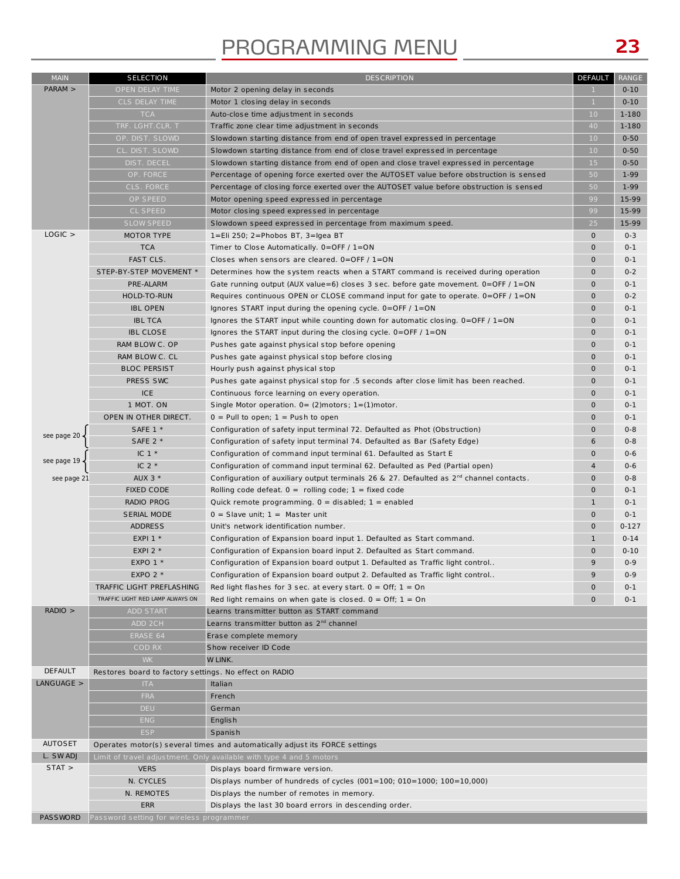# PROGRAMMING MENU

| MAIN | SELECTION | DESCRIPTION | DEFAULT | RANGE |
|---|---|---|---|---|
| PARAM > | OPEN DELAY TIME | Motor 2 opening delay in seconds | 1 | 0-10 |
| | CLS DELAY TIME | Motor 1 closing delay in seconds | 1 | 0-10 |
| | TCA | Auto-close time adjustment in seconds | 10 | 1-180 |
| | TRF. LGHT.CLR. T | Traffic zone clear time adjustment in seconds | 40 | 1-180 |
| | OP. DIST. SLOWD | Slowdown starting distance from end of open travel expressed in percentage | 10 | 0-50 |
| | CL. DIST. SLOWD | Slowdown starting distance from end of close travel expressed in percentage | 10 | 0-50 |
| | DIST. DECEL | Slowdown starting distance from end of open and close travel expressed in percentage | 15 | 0-50 |
| | OP. FORCE | Percentage of opening force exerted over the AUTOSET value before obstruction is sensed | 50 | 1-99 |
| | CLS. FORCE | Percentage of closing force exerted over the AUTOSET value before obstruction is sensed | 50 | 1-99 |
| | OP SPEED | Motor opening speed expressed in percentage | 99 | 15-99 |
| | CL SPEED | Motor closing speed expressed in percentage | 99 | 15-99 |
| | SLOW SPEED | Slowdown speed expressed in percentage from maximum speed. | 25 | 15-99 |
| LOGIC > | MOTOR TYPE | 1=Eli 250; 2=Phobos BT, 3=Igea BT | 0 | 0-3 |
| | TCA | Timer to Close Automatically. 0=OFF / 1=ON | 0 | 0-1 |
| | FAST CLS. | Closes when sensors are cleared. 0=OFF / 1=ON | 0 | 0-1 |
| | STEP-BY-STEP MOVEMENT * | Determines how the system reacts when a START command is received during operation | 0 | 0-2 |
| | PRE-ALARM | Gate running output (AUX value=6) closes 3 sec. before gate movement. 0=OFF / 1=ON | 0 | 0-1 |
| | HOLD-TO-RUN | Requires continuous OPEN or CLOSE command input for gate to operate. 0=OFF / 1=ON | 0 | 0-2 |
| | IBL OPEN | Ignores START input during the opening cycle. 0=OFF / 1=ON | 0 | 0-1 |
| | IBL TCA | Ignores the START input while counting down for automatic closing. 0=OFF / 1=ON | 0 | 0-1 |
| | IBL CLOSE | Ignores the START input during the closing cycle. 0=OFF / 1=ON | 0 | 0-1 |
| | RAM BLOW C. OP | Pushes gate against physical stop before opening | 0 | 0-1 |
| | RAM BLOW C. CL | Pushes gate against physical stop before closing | 0 | 0-1 |
| | BLOC PERSIST | Hourly push against physical stop | 0 | 0-1 |
| | PRESS SWC | Pushes gate against physical stop for .5 seconds after close limit has been reached. | 0 | 0-1 |
| | ICE | Continuous force learning on every operation. | 0 | 0-1 |
| | 1 MOT. ON | Single Motor operation. 0= (2)motors; 1=(1)motor. | 0 | 0-1 |
| | OPEN IN OTHER DIRECT. | 0 = Pull to open; 1 = Push to open | 0 | 0-1 |
| see page 20 | SAFE 1 * | Configuration of safety input terminal 72. Defaulted as Phot (Obstruction) | 0 | 0-8 |
| see page 20 | SAFE 2 * | Configuration of safety input terminal 74. Defaulted as Bar (Safety Edge) | 6 | 0-8 |
| see page 19 | IC 1 * | Configuration of command input terminal 61. Defaulted as Start E | 0 | 0-6 |
| see page 19 | IC 2 * | Configuration of command input terminal 62. Defaulted as Ped (Partial open) | 4 | 0-6 |
| see page 21 | AUX 3 * | Configuration of auxiliary output terminals 26 & 27. Defaulted as 2nd channel contacts. | 0 | 0-8 |
| | FIXED CODE | Rolling code defeat. 0 = rolling code; 1 = fixed code | 0 | 0-1 |
| | RADIO PROG | Quick remote programming. 0 = disabled; 1 = enabled | 1 | 0-1 |
| | SERIAL MODE | 0 = Slave unit; 1 = Master unit | 0 | 0-1 |
| | ADDRESS | Unit's network identification number. | 0 | 0-127 |
| | EXPI 1 * | Configuration of Expansion board input 1. Defaulted as Start command. | 1 | 0-14 |
| | EXPI 2 * | Configuration of Expansion board input 2. Defaulted as Start command. | 0 | 0-10 |
| | EXPO 1 * | Configuration of Expansion board output 1. Defaulted as Traffic light control.. | 9 | 0-9 |
| | EXPO 2 * | Configuration of Expansion board output 2. Defaulted as Traffic light control.. | 9 | 0-9 |
| | TRAFFIC LIGHT PREFLASHING | Red light flashes for 3 sec. at every start. 0 = Off; 1 = On | 0 | 0-1 |
| | TRAFFIC LIGHT RED LAMP ALWAYS ON | Red light remains on when gate is closed. 0 = Off; 1 = On | 0 | 0-1 |
| RADIO > | ADD START | Learns transmitter button as START command | | |
| | ADD 2CH | Learns transmitter button as 2nd channel | | |
| | ERASE 64 | Erase complete memory | | |
| | COD RX | Show receiver ID Code | | |
| | WK | W LINK. | | |
| DEFAULT | Restores board to factory settings. No effect on RADIO | | | |
| LANGUAGE > | ITA | Italian | | |
| | FRA | French | | |
| | DEU | German | | |
| | ENG | English | | |
| | ESP | Spanish | | |
| AUTOSET | Operates motor(s) several times and automatically adjust its FORCE settings | | | |
| L. SW ADJ | Limit of travel adjustment. Only available with type 4 and 5 motors | | | |
| STAT > | VERS | Displays board firmware version. | | |
| | N. CYCLES | Displays number of hundreds of cycles (001=100; 010=1000; 100=10,000) | | |
| | N. REMOTES | Displays the number of remotes in memory. | | |
| | ERR | Displays the last 30 board errors in descending order. | | |
| PASSWORD | Password setting for wireless programmer | | | |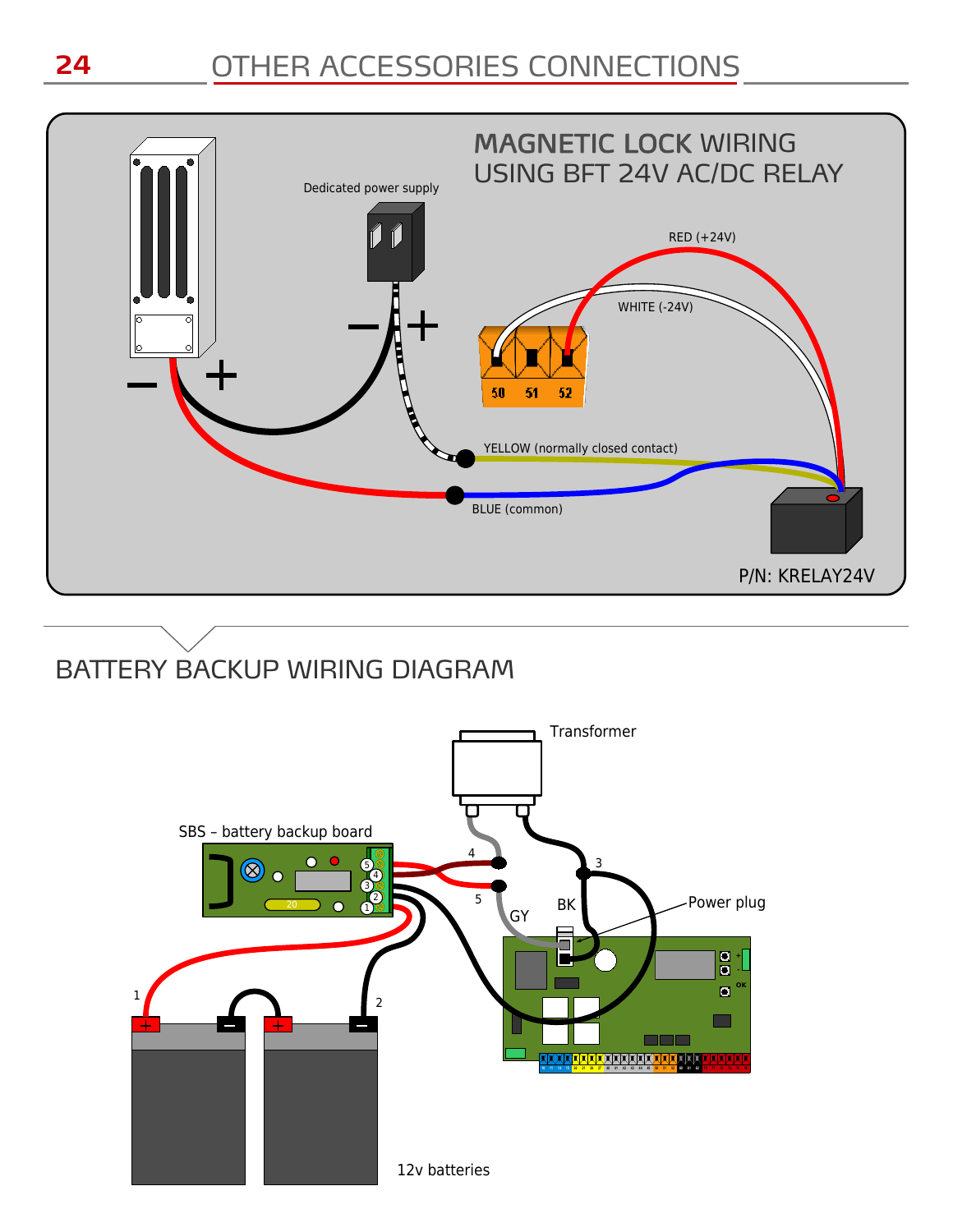# OTHER ACCESSORIES CONNECTIONS

## MAGNETIC LOCK WIRING USING BFT 24V AC/DC RELAY

Dedicated power supply

– +

– +

RED (+24V)

WHITE (-24V)

50 51 52

YELLOW (normally closed contact)

BLUE (common)

P/N: KRELAY24V

## BATTERY BACKUP WIRING DIAGRAM

Transformer

SBS – battery backup board

4

3

5

GY

BK

Power plug

1

2

12v batteries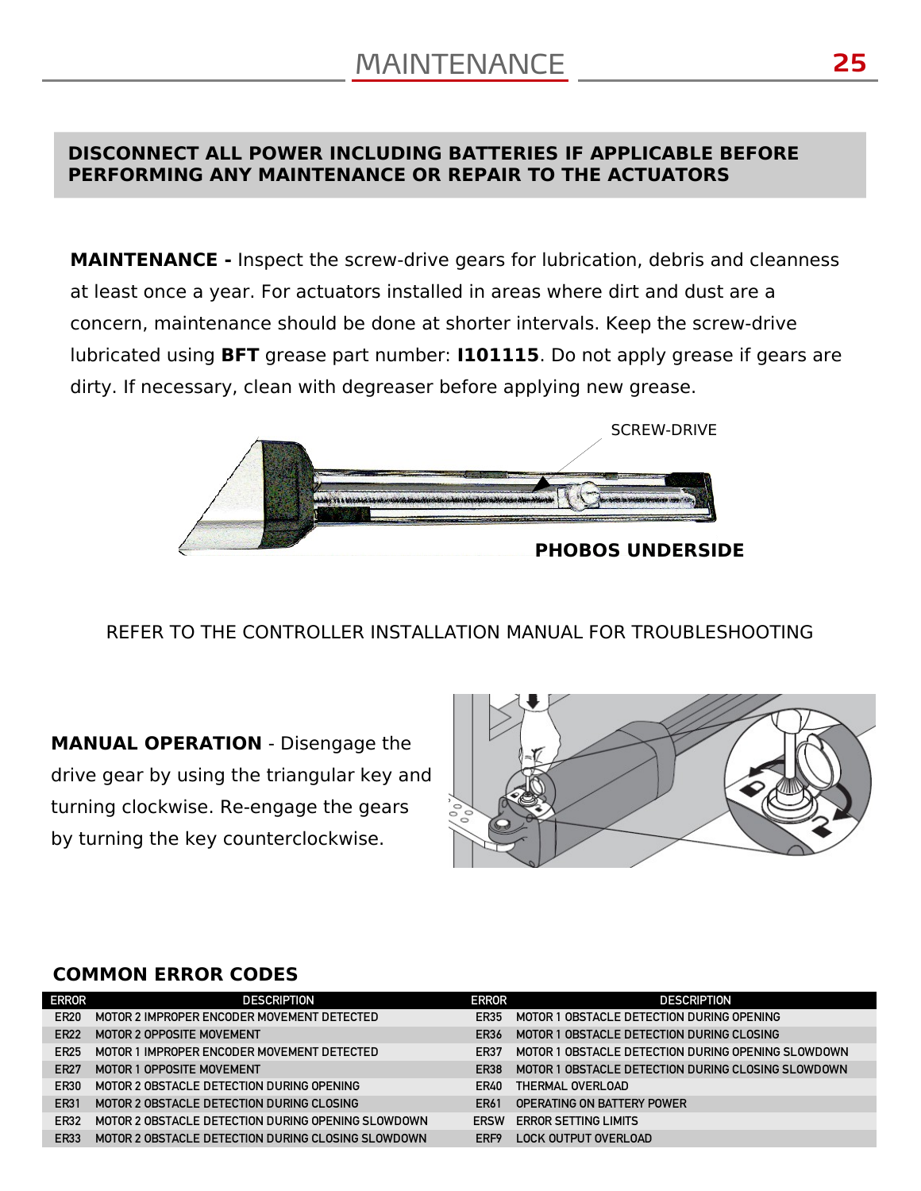# MAINTENANCE

**DISCONNECT ALL POWER INCLUDING BATTERIES IF APPLICABLE BEFORE PERFORMING ANY MAINTENANCE OR REPAIR TO THE ACTUATORS**

**MAINTENANCE -** Inspect the screw-drive gears for lubrication, debris and cleanness at least once a year. For actuators installed in areas where dirt and dust are a concern, maintenance should be done at shorter intervals. Keep the screw-drive lubricated using **BFT** grease part number: **I101115**. Do not apply grease if gears are dirty. If necessary, clean with degreaser before applying new grease.

SCREW-DRIVE

**PHOBOS UNDERSIDE**

REFER TO THE CONTROLLER INSTALLATION MANUAL FOR TROUBLESHOOTING

**MANUAL OPERATION** - Disengage the drive gear by using the triangular key and turning clockwise. Re-engage the gears by turning the key counterclockwise.

## COMMON ERROR CODES

| ERROR | DESCRIPTION | ERROR | DESCRIPTION |
|---|---|---|---|
| ER20 | MOTOR 2 IMPROPER ENCODER MOVEMENT DETECTED | ER35 | MOTOR 1 OBSTACLE DETECTION DURING OPENING |
| ER22 | MOTOR 2 OPPOSITE MOVEMENT | ER36 | MOTOR 1 OBSTACLE DETECTION DURING CLOSING |
| ER25 | MOTOR 1 IMPROPER ENCODER MOVEMENT DETECTED | ER37 | MOTOR 1 OBSTACLE DETECTION DURING OPENING SLOWDOWN |
| ER27 | MOTOR 1 OPPOSITE MOVEMENT | ER38 | MOTOR 1 OBSTACLE DETECTION DURING CLOSING SLOWDOWN |
| ER30 | MOTOR 2 OBSTACLE DETECTION DURING OPENING | ER40 | THERMAL OVERLOAD |
| ER31 | MOTOR 2 OBSTACLE DETECTION DURING CLOSING | ER61 | OPERATING ON BATTERY POWER |
| ER32 | MOTOR 2 OBSTACLE DETECTION DURING OPENING SLOWDOWN | ERSW | ERROR SETTING LIMITS |
| ER33 | MOTOR 2 OBSTACLE DETECTION DURING CLOSING SLOWDOWN | ERF9 | LOCK OUTPUT OVERLOAD |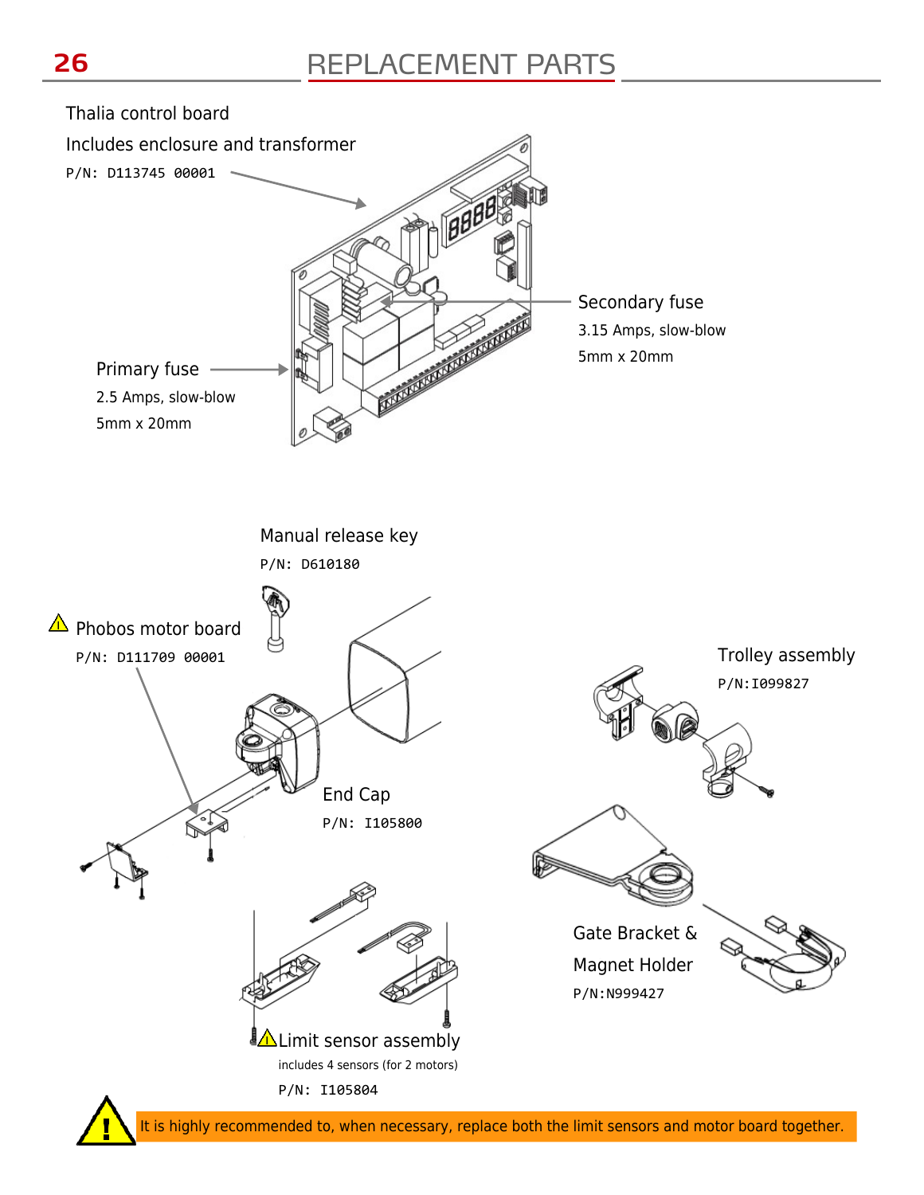# REPLACEMENT PARTS

Thalia control board

Includes enclosure and transformer

P/N: D113745 00001

Secondary fuse

3.15 Amps, slow-blow

5mm x 20mm

Primary fuse

2.5 Amps, slow-blow

5mm x 20mm

Manual release key

P/N: D610180

⚠ Phobos motor board

P/N: D111709 00001

Trolley assembly

P/N:I099827

End Cap

P/N: I105800

Gate Bracket & Magnet Holder

P/N:N999427

⚠ Limit sensor assembly

includes 4 sensors (for 2 motors)

P/N: I105804

⚠ It is highly recommended to, when necessary, replace both the limit sensors and motor board together.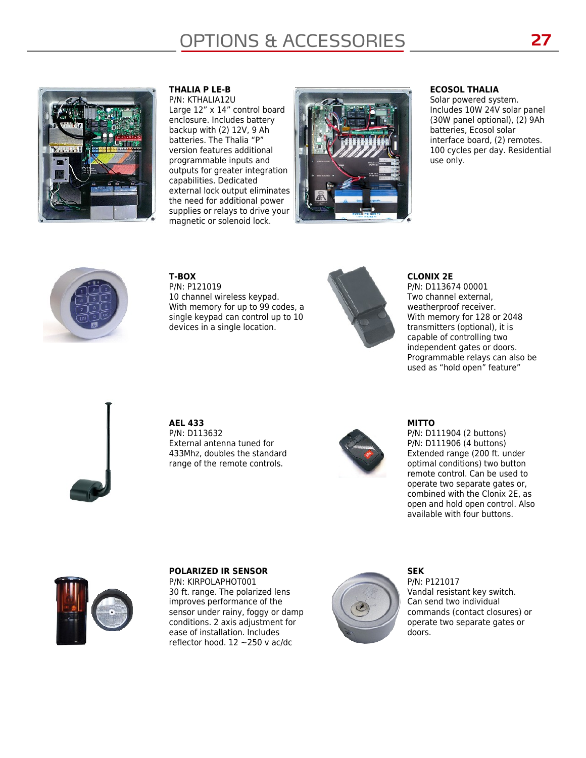# OPTIONS & ACCESSORIES

**THALIA P LE-B**
P/N: KTHALIA12U
Large 12" x 14" control board enclosure. Includes battery backup with (2) 12V, 9 Ah batteries. The Thalia "P" version features additional programmable inputs and outputs for greater integration capabilities. Dedicated external lock output eliminates the need for additional power supplies or relays to drive your magnetic or solenoid lock.

**ECOSOL THALIA**
Solar powered system. Includes 10W 24V solar panel (30W panel optional), (2) 9Ah batteries, Ecosol solar interface board, (2) remotes. 100 cycles per day. Residential use only.

**T-BOX**
P/N: P121019
10 channel wireless keypad. With memory for up to 99 codes, a single keypad can control up to 10 devices in a single location.

**CLONIX 2E**
P/N: D113674 00001
Two channel external, weatherproof receiver. With memory for 128 or 2048 transmitters (optional), it is capable of controlling two independent gates or doors. Programmable relays can also be used as "hold open" feature"

**AEL 433**
P/N: D113632
External antenna tuned for 433Mhz, doubles the standard range of the remote controls.

**MITTO**
P/N: D111904 (2 buttons)
P/N: D111906 (4 buttons)
Extended range (200 ft. under optimal conditions) two button remote control. Can be used to operate two separate gates or, combined with the Clonix 2E, as open and hold open control. Also available with four buttons.

**POLARIZED IR SENSOR**
P/N: KIRPOLAPHOT001
30 ft. range. The polarized lens improves performance of the sensor under rainy, foggy or damp conditions. 2 axis adjustment for ease of installation. Includes reflector hood. 12 ~250 v ac/dc

**SEK**
P/N: P121017
Vandal resistant key switch. Can send two individual commands (contact closures) or operate two separate gates or doors.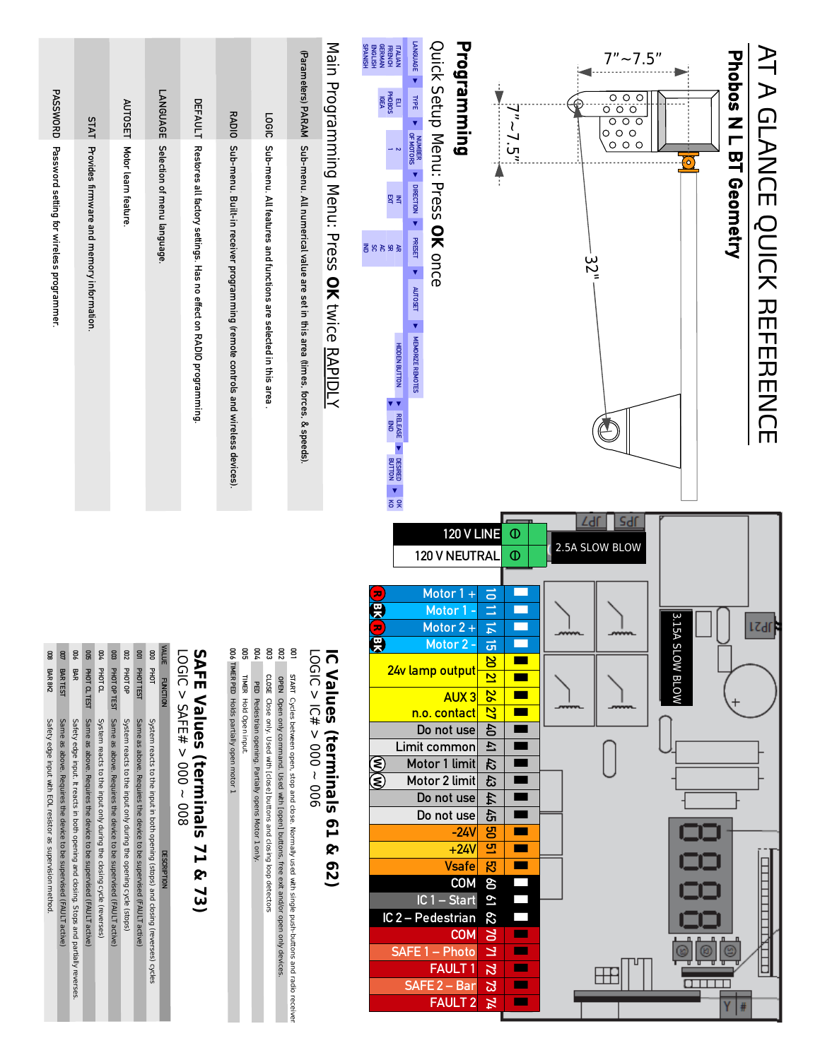# AT A GLANCE QUICK REFERENCE

## Phobos N L BT Geometry

7"~7.5"

7"~7.5"

32"

## Programming

### Quick Setup Menu: Press **OK** once

LANGUAGE: ITALIAN, FRENCH, GERMAN, ENGLISH, SPANISH

TYPE: ELI, PHOBOS, IGEA

NUMBER OF MOTORS: 2, 1

DIRECTION: INT, EXT

PRESET: AR, SR, AC, SC, IND

AUTOSET

MEMORIZE REMOTES: HIDDEN BUTTON, RELEASE, END, DESIRED BUTTON, OK, KO

### Main Programming Menu: Press **OK** twice RAPIDLY

| | |
|---|---|
| (Parameters) PARAM | Sub-menu. All numerical value are set in this area (times, forces, & speeds). |
| LOGIC | Sub-menu. All features and functions are selected in this area. |
| RADIO | Sub-menu. Built-in receiver programming (remote controls and wireless devices). |
| DEFAULT | Restores all factory settings. Has no effect on RADIO programming. |
| LANGUAGE | Selection of menu language. |
| AUTOSET | Motor learn feature. |
| STAT | Provides firmware and memory information. |
| PASSWORD | Password setting for wireless programmer. |

### Terminals

| | |
|---|---|
| 120 V LINE | |
| 120 V NEUTRAL | |
| 2.5A SLOW BLOW | |
| 3.15A SLOW BLOW | |
| Motor 1 + | 10 |
| Motor 1 - | 11 |
| Motor 2 + | 14 |
| Motor 2 - | 15 |
| 24v lamp output | 20 21 |
| AUX 3 n.o. contact | 26 27 |
| Do not use | 40 |
| Limit common | 41 |
| Motor 1 limit | 42 |
| Motor 2 limit | 43 |
| Do not use | 44 |
| Do not use | 45 |
| -24V | 50 |
| +24V | 51 |
| Vsafe | 52 |
| COM | 60 |
| IC 1 – Start | 61 |
| IC 2 – Pedestrian | 62 |
| COM | 70 |
| SAFE 1 – Photo | 71 |
| FAULT 1 | 72 |
| SAFE 2 – Bar | 73 |
| FAULT 2 | 74 |

## IC Values (terminals 61 & 62)

LOGIC > IC# > 000 ~ 006

| | | |
|---|---|---|
| 001 | START | Cycles between open, stop and close. Normally used with single push-buttons and radio receiver |
| 002 | OPEN | Open only command. Used with (open) buttons, free exit and/or open only devices. |
| 003 | CLOSE | Close only. Used with (close) buttons and closing loop detectors |
| 004 | PED | Pedestrian opening. Partially opens Motor 1 only. |
| 005 | TIMER | Hold Open input. |
| 006 | TIMER PED | Holds partially open motor 1 |

## SAFE Values (terminals 71 & 73)

LOGIC > SAFE# > 000 ~ 008

| VALUE | FUNCTION | DESCRIPTION |
|---|---|---|
| 000 | PHOT | System reacts to the input in both opening (stops) and closing (reverses) cycles |
| 001 | PHOT TEST | Same as above. Requires the device to be supervised (FAULT active) |
| 002 | PHOT OP | System reacts to the input only during the opening cycle (stops) |
| 003 | PHOT OP TEST | Same as above. Requires the device to be supervised (FAULT active) |
| 004 | PHOT CL | System reacts to the input only during the closing cycle (reverses) |
| 005 | PHOT CL TEST | Same as above. Requires the device to be supervised (FAULT active) |
| 006 | BAR | Safety edge input. It reacts in both opening and closing. Stops and partially reverses. |
| 007 | BAR TEST | Same as above. Requires the device to be supervised (FAULT active) |
| 008 | BAR 8K2 | Safety edge input with EOL resistor as supervision method. |